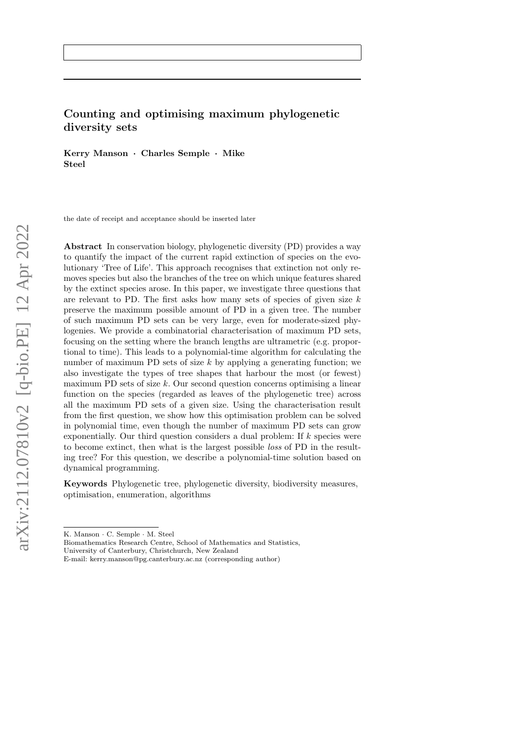# Counting and optimising maximum phylogenetic diversity sets

**Kerry Manson · Charles Semple · Mike Steel**

the date of receipt and acceptance should be inserted later

**Abstract** In conservation biology, phylogenetic diversity (PD) provides a way to quantify the impact of the current rapid extinction of species on the evolutionary 'Tree of Life'. This approach recognises that extinction not only removes species but also the branches of the tree on which unique features shared by the extinct species arose. In this paper, we investigate three questions that are relevant to PD. The first asks how many sets of species of given size $k$ preserve the maximum possible amount of PD in a given tree. The number of such maximum PD sets can be very large, even for moderate-sized phylogenies. We provide a combinatorial characterisation of maximum PD sets, focusing on the setting where the branch lengths are ultrametric (e.g. proportional to time). This leads to a polynomial-time algorithm for calculating the number of maximum PD sets of size $k$ by applying a generating function; we also investigate the types of tree shapes that harbour the most (or fewest) maximum PD sets of size $k$. Our second question concerns optimising a linear function on the species (regarded as leaves of the phylogenetic tree) across all the maximum PD sets of a given size. Using the characterisation result from the first question, we show how this optimisation problem can be solved in polynomial time, even though the number of maximum PD sets can grow exponentially. Our third question considers a dual problem: If $k$ species were to become extinct, then what is the largest possible *loss* of PD in the resulting tree? For this question, we describe a polynomial-time solution based on dynamical programming.

**Keywords** Phylogenetic tree, phylogenetic diversity, biodiversity measures, optimisation, enumeration, algorithms

---

K. Manson · C. Semple · M. Steel
Biomathematics Research Centre, School of Mathematics and Statistics,
University of Canterbury, Christchurch, New Zealand
E-mail: kerry.manson@pg.canterbury.ac.nz (corresponding author)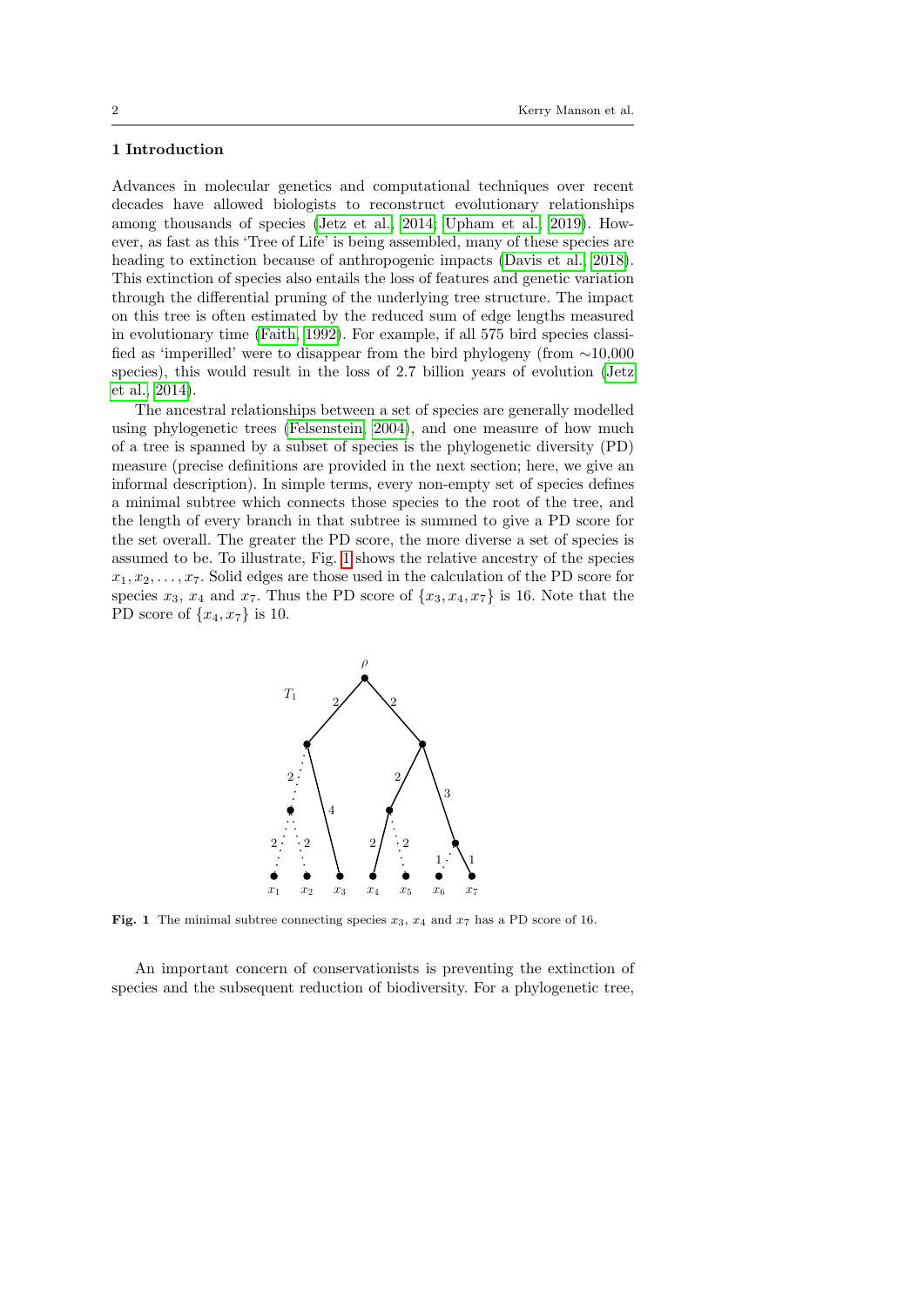## 1 Introduction

Advances in molecular genetics and computational techniques over recent decades have allowed biologists to reconstruct evolutionary relationships among thousands of species (Jetz et al., 2014; Upham et al., 2019). However, as fast as this 'Tree of Life' is being assembled, many of these species are heading to extinction because of anthropogenic impacts (Davis et al., 2018). This extinction of species also entails the loss of features and genetic variation through the differential pruning of the underlying tree structure. The impact on this tree is often estimated by the reduced sum of edge lengths measured in evolutionary time (Faith, 1992). For example, if all 575 bird species classified as 'imperilled' were to disappear from the bird phylogeny (from ∼10,000 species), this would result in the loss of 2.7 billion years of evolution (Jetz et al., 2014).

The ancestral relationships between a set of species are generally modelled using phylogenetic trees (Felsenstein, 2004), and one measure of how much of a tree is spanned by a subset of species is the phylogenetic diversity (PD) measure (precise definitions are provided in the next section; here, we give an informal description). In simple terms, every non-empty set of species defines a minimal subtree which connects those species to the root of the tree, and the length of every branch in that subtree is summed to give a PD score for the set overall. The greater the PD score, the more diverse a set of species is assumed to be. To illustrate, Fig. 1 shows the relative ancestry of the species $x_1, x_2, \ldots, x_7$. Solid edges are those used in the calculation of the PD score for species $x_3$, $x_4$ and $x_7$. Thus the PD score of $\{x_3, x_4, x_7\}$ is 16. Note that the PD score of $\{x_4, x_7\}$ is 10.

**Fig. 1** The minimal subtree connecting species $x_3$, $x_4$ and $x_7$ has a PD score of 16.

An important concern of conservationists is preventing the extinction of species and the subsequent reduction of biodiversity. For a phylogenetic tree,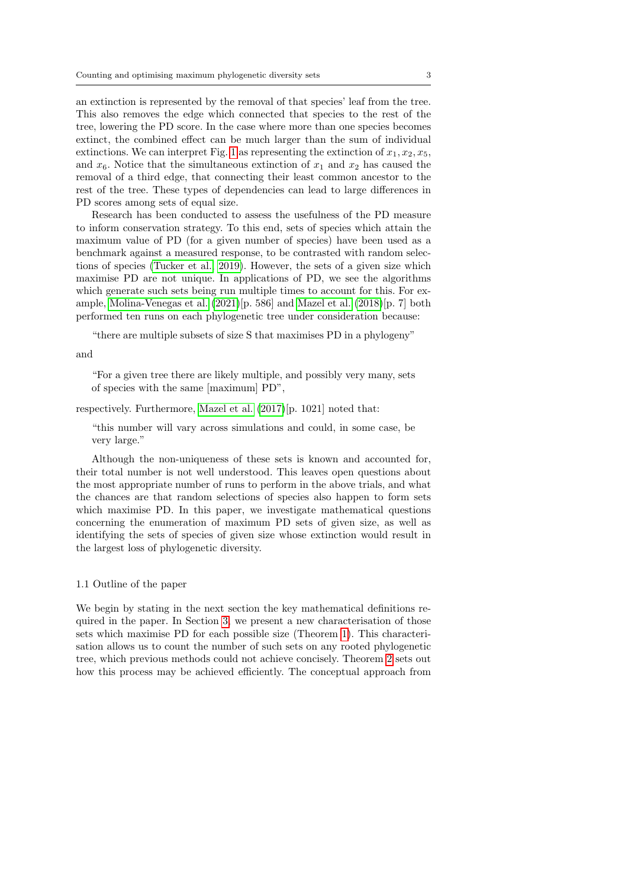an extinction is represented by the removal of that species' leaf from the tree. This also removes the edge which connected that species to the rest of the tree, lowering the PD score. In the case where more than one species becomes extinct, the combined effect can be much larger than the sum of individual extinctions. We can interpret Fig. 1 as representing the extinction of $x_1, x_2, x_5$, and $x_6$. Notice that the simultaneous extinction of $x_1$ and $x_2$ has caused the removal of a third edge, that connecting their least common ancestor to the rest of the tree. These types of dependencies can lead to large differences in PD scores among sets of equal size.

Research has been conducted to assess the usefulness of the PD measure to inform conservation strategy. To this end, sets of species which attain the maximum value of PD (for a given number of species) have been used as a benchmark against a measured response, to be contrasted with random selections of species (Tucker et al. 2019). However, the sets of a given size which maximise PD are not unique. In applications of PD, we see the algorithms which generate such sets being run multiple times to account for this. For example, Molina-Venegas et al. (2021)[p. 586] and Mazel et al. (2018)[p. 7] both performed ten runs on each phylogenetic tree under consideration because:

> "there are multiple subsets of size S that maximises PD in a phylogeny"

and

> "For a given tree there are likely multiple, and possibly very many, sets of species with the same [maximum] PD",

respectively. Furthermore, Mazel et al. (2017)[p. 1021] noted that:

> "this number will vary across simulations and could, in some case, be very large."

Although the non-uniqueness of these sets is known and accounted for, their total number is not well understood. This leaves open questions about the most appropriate number of runs to perform in the above trials, and what the chances are that random selections of species also happen to form sets which maximise PD. In this paper, we investigate mathematical questions concerning the enumeration of maximum PD sets of given size, as well as identifying the sets of species of given size whose extinction would result in the largest loss of phylogenetic diversity.

### 1.1 Outline of the paper

We begin by stating in the next section the key mathematical definitions required in the paper. In Section 3, we present a new characterisation of those sets which maximise PD for each possible size (Theorem 1). This characterisation allows us to count the number of such sets on any rooted phylogenetic tree, which previous methods could not achieve concisely. Theorem 2 sets out how this process may be achieved efficiently. The conceptual approach from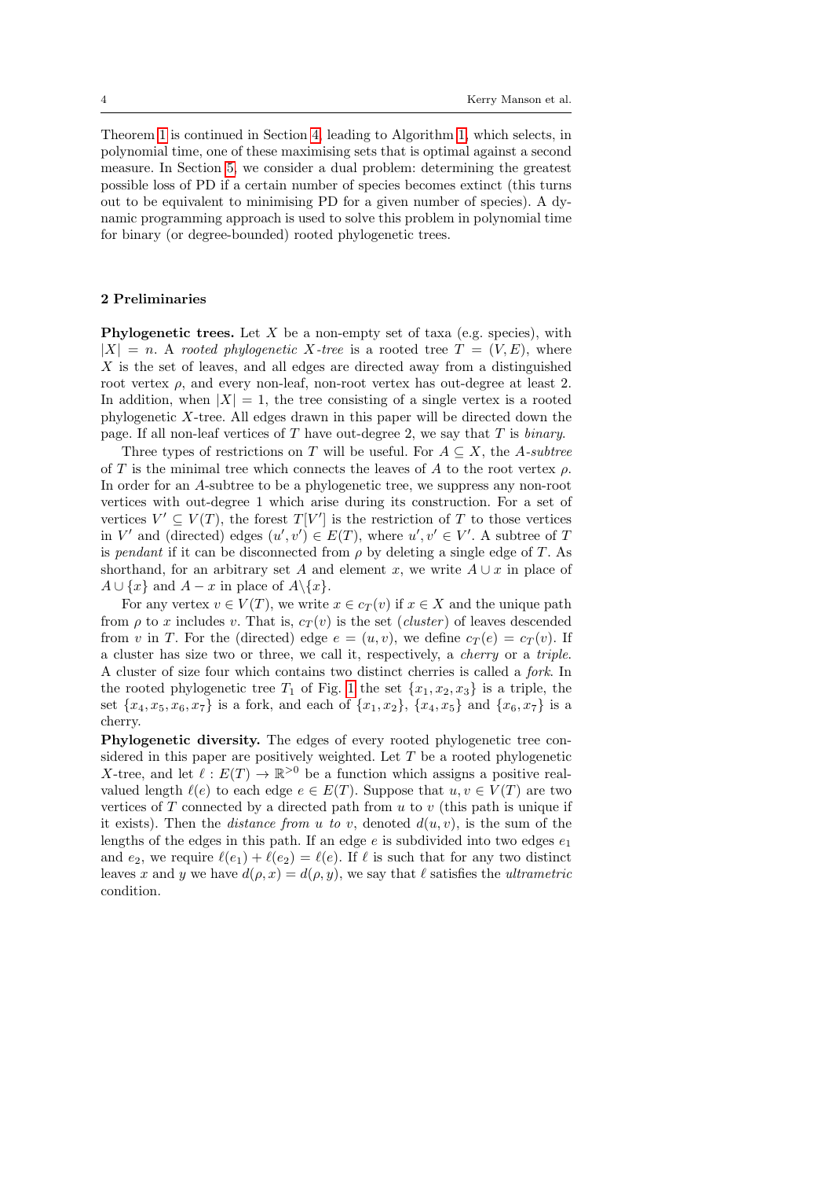Theorem 1 is continued in Section 4, leading to Algorithm 1, which selects, in polynomial time, one of these maximising sets that is optimal against a second measure. In Section 5, we consider a dual problem: determining the greatest possible loss of PD if a certain number of species becomes extinct (this turns out to be equivalent to minimising PD for a given number of species). A dynamic programming approach is used to solve this problem in polynomial time for binary (or degree-bounded) rooted phylogenetic trees.

## 2 Preliminaries

**Phylogenetic trees.** Let $X$ be a non-empty set of taxa (e.g. species), with $|X| = n$. A *rooted phylogenetic $X$-tree* is a rooted tree $T = (V, E)$, where $X$ is the set of leaves, and all edges are directed away from a distinguished root vertex $\rho$, and every non-leaf, non-root vertex has out-degree at least 2. In addition, when $|X| = 1$, the tree consisting of a single vertex is a rooted phylogenetic $X$-tree. All edges drawn in this paper will be directed down the page. If all non-leaf vertices of $T$ have out-degree 2, we say that $T$ is *binary*.

Three types of restrictions on $T$ will be useful. For $A \subseteq X$, the *$A$-subtree* of $T$ is the minimal tree which connects the leaves of $A$ to the root vertex $\rho$. In order for an $A$-subtree to be a phylogenetic tree, we suppress any non-root vertices with out-degree 1 which arise during its construction. For a set of vertices $V' \subseteq V(T)$, the forest $T[V']$ is the restriction of $T$ to those vertices in $V'$ and (directed) edges $(u', v') \in E(T)$, where $u', v' \in V'$. A subtree of $T$ is *pendant* if it can be disconnected from $\rho$ by deleting a single edge of $T$. As shorthand, for an arbitrary set $A$ and element $x$, we write $A \cup x$ in place of $A \cup \{x\}$ and $A - x$ in place of $A \backslash \{x\}$.

For any vertex $v \in V(T)$, we write $x \in c_T(v)$ if $x \in X$ and the unique path from $\rho$ to $x$ includes $v$. That is, $c_T(v)$ is the set (*cluster*) of leaves descended from $v$ in $T$. For the (directed) edge $e = (u, v)$, we define $c_T(e) = c_T(v)$. If a cluster has size two or three, we call it, respectively, a *cherry* or a *triple*. A cluster of size four which contains two distinct cherries is called a *fork*. In the rooted phylogenetic tree $T_1$ of Fig. 1 the set $\{x_1, x_2, x_3\}$ is a triple, the set $\{x_4, x_5, x_6, x_7\}$ is a fork, and each of $\{x_1, x_2\}$, $\{x_4, x_5\}$ and $\{x_6, x_7\}$ is a cherry.

**Phylogenetic diversity.** The edges of every rooted phylogenetic tree considered in this paper are positively weighted. Let $T$ be a rooted phylogenetic $X$-tree, and let $\ell : E(T) \to \mathbb{R}^{>0}$ be a function which assigns a positive real-valued length $\ell(e)$ to each edge $e \in E(T)$. Suppose that $u, v \in V(T)$ are two vertices of $T$ connected by a directed path from $u$ to $v$ (this path is unique if it exists). Then the *distance from $u$ to $v$*, denoted $d(u, v)$, is the sum of the lengths of the edges in this path. If an edge $e$ is subdivided into two edges $e_1$ and $e_2$, we require $\ell(e_1) + \ell(e_2) = \ell(e)$. If $\ell$ is such that for any two distinct leaves $x$ and $y$ we have $d(\rho, x) = d(\rho, y)$, we say that $\ell$ satisfies the *ultrametric* condition.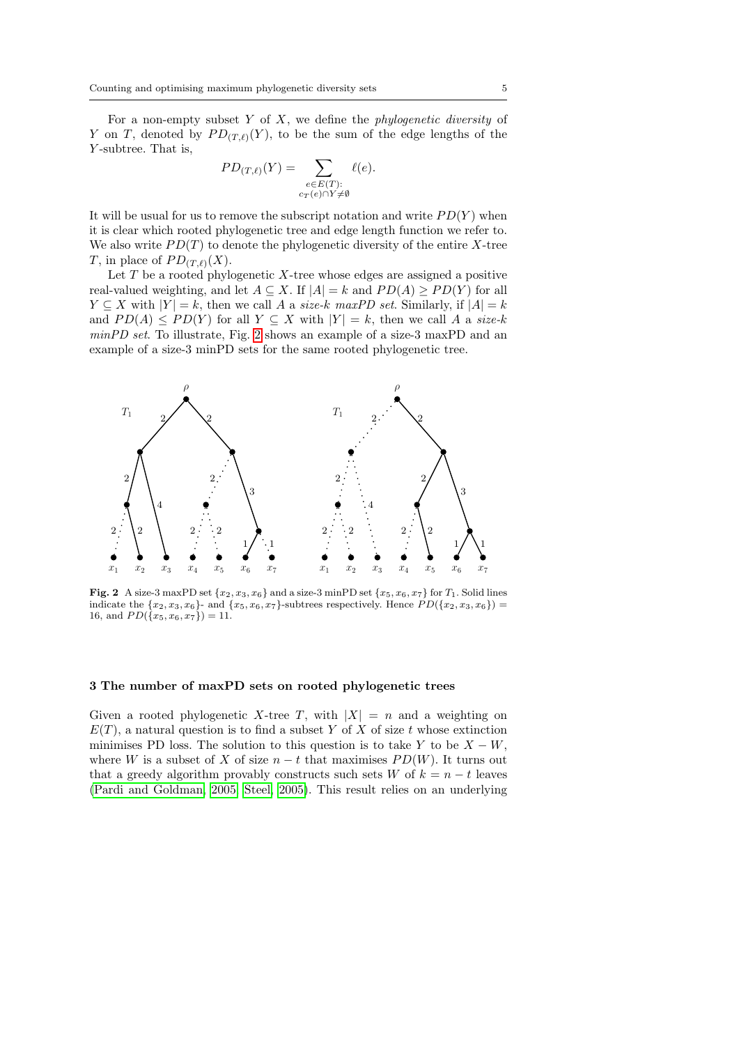For a non-empty subset $Y$ of $X$, we define the *phylogenetic diversity* of $Y$ on $T$, denoted by $PD_{(T,\ell)}(Y)$, to be the sum of the edge lengths of the $Y$-subtree. That is,

$$PD_{(T,\ell)}(Y) = \sum_{\substack{e \in E(T): \\ c_T(e) \cap Y \neq \emptyset}} \ell(e).$$

It will be usual for us to remove the subscript notation and write $PD(Y)$ when it is clear which rooted phylogenetic tree and edge length function we refer to. We also write $PD(T)$ to denote the phylogenetic diversity of the entire $X$-tree $T$, in place of $PD_{(T,\ell)}(X)$.

Let $T$ be a rooted phylogenetic $X$-tree whose edges are assigned a positive real-valued weighting, and let $A \subseteq X$. If $|A| = k$ and $PD(A) \geq PD(Y)$ for all $Y \subseteq X$ with $|Y| = k$, then we call $A$ a *size-$k$ maxPD set*. Similarly, if $|A| = k$ and $PD(A) \leq PD(Y)$ for all $Y \subseteq X$ with $|Y| = k$, then we call $A$ a *size-$k$ minPD set*. To illustrate, Fig. 2 shows an example of a size-3 maxPD and an example of a size-3 minPD sets for the same rooted phylogenetic tree.

**Fig. 2** A size-3 maxPD set $\{x_2, x_3, x_6\}$ and a size-3 minPD set $\{x_5, x_6, x_7\}$ for $T_1$. Solid lines indicate the $\{x_2, x_3, x_6\}$- and $\{x_5, x_6, x_7\}$-subtrees respectively. Hence $PD(\{x_2, x_3, x_6\}) = 16$, and $PD(\{x_5, x_6, x_7\}) = 11$.

## 3 The number of maxPD sets on rooted phylogenetic trees

Given a rooted phylogenetic $X$-tree $T$, with $|X| = n$ and a weighting on $E(T)$, a natural question is to find a subset $Y$ of $X$ of size $t$ whose extinction minimises PD loss. The solution to this question is to take $Y$ to be $X - W$, where $W$ is a subset of $X$ of size $n - t$ that maximises $PD(W)$. It turns out that a greedy algorithm provably constructs such sets $W$ of $k = n - t$ leaves (Pardi and Goldman, 2005; Steel, 2005). This result relies on an underlying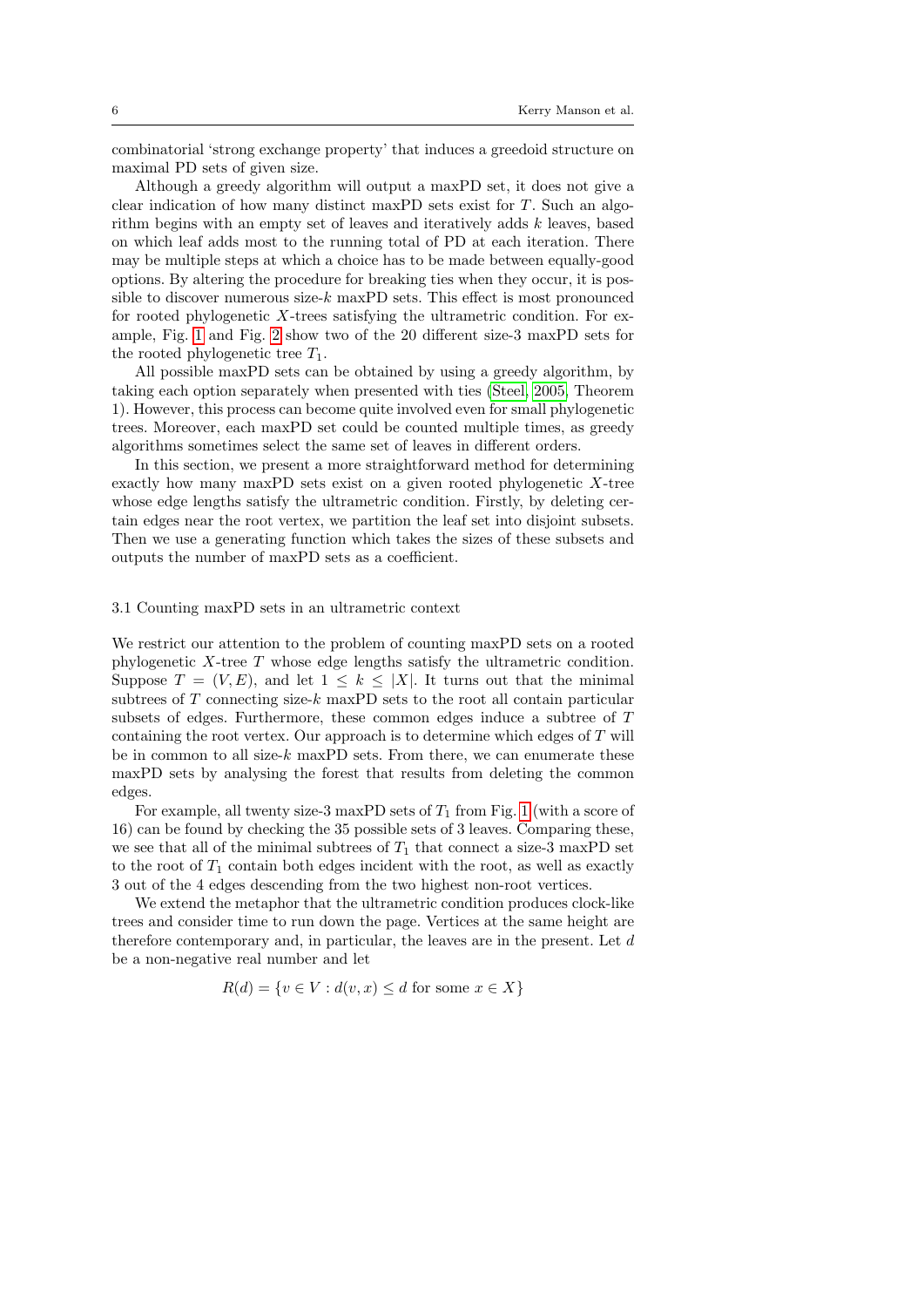combinatorial 'strong exchange property' that induces a greedoid structure on maximal PD sets of given size.

Although a greedy algorithm will output a maxPD set, it does not give a clear indication of how many distinct maxPD sets exist for $T$. Such an algorithm begins with an empty set of leaves and iteratively adds $k$ leaves, based on which leaf adds most to the running total of PD at each iteration. There may be multiple steps at which a choice has to be made between equally-good options. By altering the procedure for breaking ties when they occur, it is possible to discover numerous size-$k$ maxPD sets. This effect is most pronounced for rooted phylogenetic $X$-trees satisfying the ultrametric condition. For example, Fig. 1 and Fig. 2 show two of the 20 different size-3 maxPD sets for the rooted phylogenetic tree $T_1$.

All possible maxPD sets can be obtained by using a greedy algorithm, by taking each option separately when presented with ties (Steel, 2005, Theorem 1). However, this process can become quite involved even for small phylogenetic trees. Moreover, each maxPD set could be counted multiple times, as greedy algorithms sometimes select the same set of leaves in different orders.

In this section, we present a more straightforward method for determining exactly how many maxPD sets exist on a given rooted phylogenetic $X$-tree whose edge lengths satisfy the ultrametric condition. Firstly, by deleting certain edges near the root vertex, we partition the leaf set into disjoint subsets. Then we use a generating function which takes the sizes of these subsets and outputs the number of maxPD sets as a coefficient.

### 3.1 Counting maxPD sets in an ultrametric context

We restrict our attention to the problem of counting maxPD sets on a rooted phylogenetic $X$-tree $T$ whose edge lengths satisfy the ultrametric condition. Suppose $T = (V, E)$, and let $1 \leq k \leq |X|$. It turns out that the minimal subtrees of $T$ connecting size-$k$ maxPD sets to the root all contain particular subsets of edges. Furthermore, these common edges induce a subtree of $T$ containing the root vertex. Our approach is to determine which edges of $T$ will be in common to all size-$k$ maxPD sets. From there, we can enumerate these maxPD sets by analysing the forest that results from deleting the common edges.

For example, all twenty size-3 maxPD sets of $T_1$ from Fig. 1 (with a score of 16) can be found by checking the 35 possible sets of 3 leaves. Comparing these, we see that all of the minimal subtrees of $T_1$ that connect a size-3 maxPD set to the root of $T_1$ contain both edges incident with the root, as well as exactly 3 out of the 4 edges descending from the two highest non-root vertices.

We extend the metaphor that the ultrametric condition produces clock-like trees and consider time to run down the page. Vertices at the same height are therefore contemporary and, in particular, the leaves are in the present. Let $d$ be a non-negative real number and let

$$R(d) = \{v \in V : d(v, x) \leq d \text{ for some } x \in X\}$$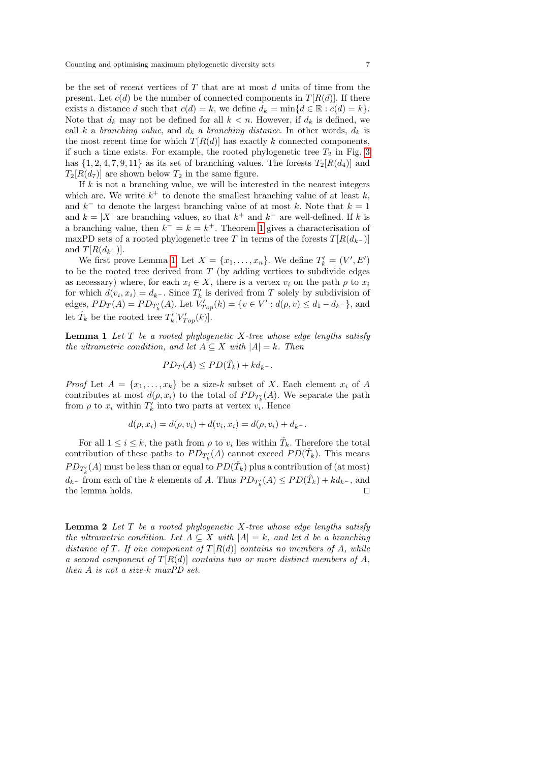be the set of *recent* vertices of $T$ that are at most $d$ units of time from the present. Let $c(d)$ be the number of connected components in $T[R(d)]$. If there exists a distance $d$ such that $c(d) = k$, we define $d_k = \min\{d \in \mathbb{R} : c(d) = k\}$. Note that $d_k$ may not be defined for all $k < n$. However, if $d_k$ is defined, we call $k$ a *branching value*, and $d_k$ a *branching distance*. In other words, $d_k$ is the most recent time for which $T[R(d)]$ has exactly $k$ connected components, if such a time exists. For example, the rooted phylogenetic tree $T_2$ in Fig. 3 has $\{1, 2, 4, 7, 9, 11\}$ as its set of branching values. The forests $T_2[R(d_4)]$ and $T_2[R(d_7)]$ are shown below $T_2$ in the same figure.

If $k$ is not a branching value, we will be interested in the nearest integers which are. We write $k^+$ to denote the smallest branching value of at least $k$, and $k^-$ to denote the largest branching value of at most $k$. Note that $k = 1$ and $k = |X|$ are branching values, so that $k^+$ and $k^-$ are well-defined. If $k$ is a branching value, then $k^- = k = k^+$. Theorem 1 gives a characterisation of maxPD sets of a rooted phylogenetic tree $T$ in terms of the forests $T[R(d_{k^-})]$ and $T[R(d_{k^+})]$.

We first prove Lemma 1. Let $X = \{x_1, \ldots, x_n\}$. We define $T'_k = (V', E')$ to be the rooted tree derived from $T$ (by adding vertices to subdivide edges as necessary) where, for each $x_i \in X$, there is a vertex $v_i$ on the path $\rho$ to $x_i$ for which $d(v_i, x_i) = d_{k^-}$. Since $T'_k$ is derived from $T$ solely by subdivision of edges, $PD_T(A) = PD_{T'_k}(A)$. Let $V'_{Top}(k) = \{v \in V' : d(\rho, v) \leq d_1 - d_{k^-}\}$, and let $\hat{T}_k$ be the rooted tree $T'_k[V'_{Top}(k)]$.

**Lemma 1** *Let $T$ be a rooted phylogenetic $X$-tree whose edge lengths satisfy the ultrametric condition, and let $A \subseteq X$ with $|A| = k$. Then*

$$PD_T(A) \leq PD(\hat{T}_k) + kd_{k^-}.$$

*Proof* Let $A = \{x_1, \ldots, x_k\}$ be a size-$k$ subset of $X$. Each element $x_i$ of $A$ contributes at most $d(\rho, x_i)$ to the total of $PD_{T'_k}(A)$. We separate the path from $\rho$ to $x_i$ within $T'_k$ into two parts at vertex $v_i$. Hence

$$d(\rho, x_i) = d(\rho, v_i) + d(v_i, x_i) = d(\rho, v_i) + d_{k^-}.$$

For all $1 \leq i \leq k$, the path from $\rho$ to $v_i$ lies within $\hat{T}_k$. Therefore the total contribution of these paths to $PD_{T'_k}(A)$ cannot exceed $PD(\hat{T}_k)$. This means $PD_{T'_k}(A)$ must be less than or equal to $PD(\hat{T}_k)$ plus a contribution of (at most) $d_{k^-}$ from each of the $k$ elements of $A$. Thus $PD_{T'_k}(A) \leq PD(\hat{T}_k) + kd_{k^-}$, and the lemma holds. □

**Lemma 2** *Let $T$ be a rooted phylogenetic $X$-tree whose edge lengths satisfy the ultrametric condition. Let $A \subseteq X$ with $|A| = k$, and let $d$ be a branching distance of $T$. If one component of $T[R(d)]$ contains no members of $A$, while a second component of $T[R(d)]$ contains two or more distinct members of $A$, then $A$ is not a size-$k$ maxPD set.*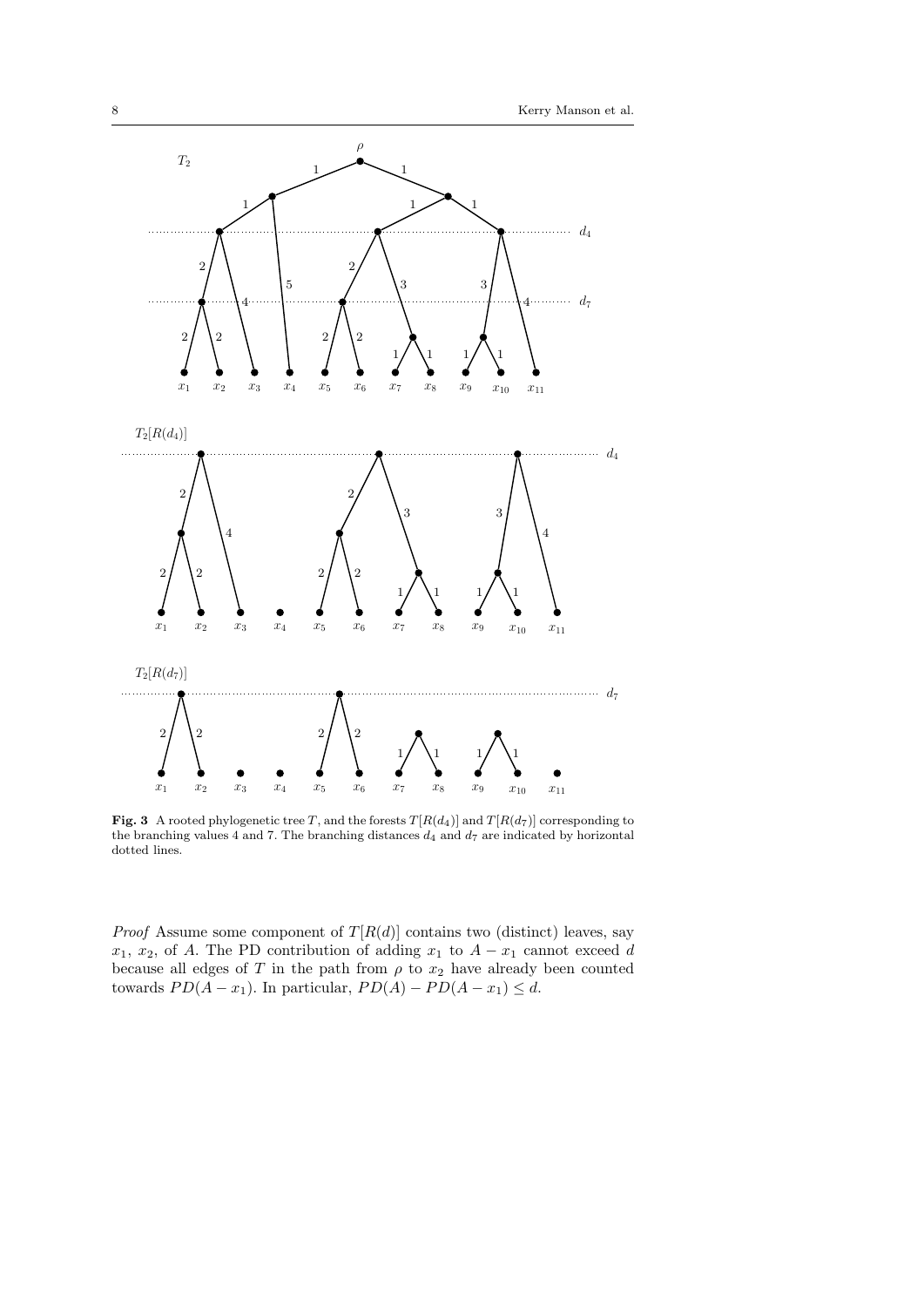**Fig. 3** A rooted phylogenetic tree $T$, and the forests $T[R(d_4)]$ and $T[R(d_7)]$ corresponding to the branching values 4 and 7. The branching distances $d_4$ and $d_7$ are indicated by horizontal dotted lines.

*Proof* Assume some component of $T[R(d)]$ contains two (distinct) leaves, say $x_1$, $x_2$, of $A$. The PD contribution of adding $x_1$ to $A - x_1$ cannot exceed $d$ because all edges of $T$ in the path from $\rho$ to $x_2$ have already been counted towards $PD(A - x_1)$. In particular, $PD(A) - PD(A - x_1) \leq d$.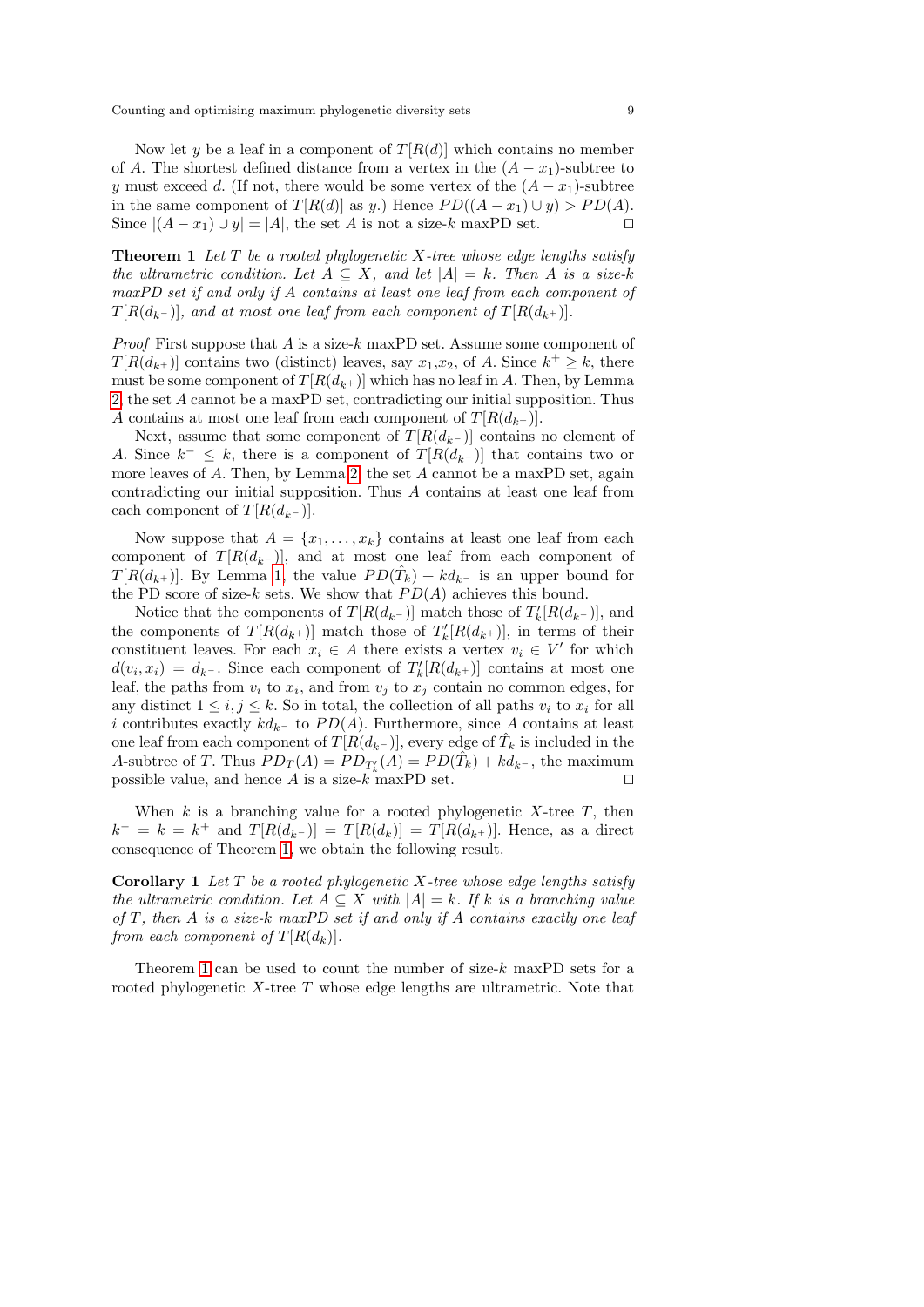Now let $y$ be a leaf in a component of $T[R(d)]$ which contains no member of $A$. The shortest defined distance from a vertex in the $(A - x_1)$-subtree to $y$ must exceed $d$. (If not, there would be some vertex of the $(A - x_1)$-subtree in the same component of $T[R(d)]$ as $y$.) Hence $PD((A - x_1) \cup y) > PD(A)$. Since $|(A - x_1) \cup y| = |A|$, the set $A$ is not a size-$k$ maxPD set. □

**Theorem 1** *Let $T$ be a rooted phylogenetic $X$-tree whose edge lengths satisfy the ultrametric condition. Let $A \subseteq X$, and let $|A| = k$. Then $A$ is a size-$k$ maxPD set if and only if $A$ contains at least one leaf from each component of $T[R(d_{k^-})]$, and at most one leaf from each component of $T[R(d_{k^+})]$.*

*Proof* First suppose that $A$ is a size-$k$ maxPD set. Assume some component of $T[R(d_{k^+})]$ contains two (distinct) leaves, say $x_1$,$x_2$, of $A$. Since $k^+ \geq k$, there must be some component of $T[R(d_{k^+})]$ which has no leaf in $A$. Then, by Lemma 2, the set $A$ cannot be a maxPD set, contradicting our initial supposition. Thus $A$ contains at most one leaf from each component of $T[R(d_{k^+})]$.

Next, assume that some component of $T[R(d_{k^-})]$ contains no element of $A$. Since $k^- \leq k$, there is a component of $T[R(d_{k^-})]$ that contains two or more leaves of $A$. Then, by Lemma 2, the set $A$ cannot be a maxPD set, again contradicting our initial supposition. Thus $A$ contains at least one leaf from each component of $T[R(d_{k^-})]$.

Now suppose that $A = \{x_1, \ldots, x_k\}$ contains at least one leaf from each component of $T[R(d_{k^-})]$, and at most one leaf from each component of $T[R(d_{k^+})]$. By Lemma 1, the value $PD(\hat{T}_k) + kd_{k^-}$ is an upper bound for the PD score of size-$k$ sets. We show that $PD(A)$ achieves this bound.

Notice that the components of $T[R(d_{k^-})]$ match those of $T'_k[R(d_{k^-})]$, and the components of $T[R(d_{k^+})]$ match those of $T'_k[R(d_{k^+})]$, in terms of their constituent leaves. For each $x_i \in A$ there exists a vertex $v_i \in V'$ for which $d(v_i, x_i) = d_{k^-}$. Since each component of $T'_k[R(d_{k^+})]$ contains at most one leaf, the paths from $v_i$ to $x_i$, and from $v_j$ to $x_j$ contain no common edges, for any distinct $1 \leq i, j \leq k$. So in total, the collection of all paths $v_i$ to $x_i$ for all $i$ contributes exactly $kd_{k^-}$ to $PD(A)$. Furthermore, since $A$ contains at least one leaf from each component of $T[R(d_{k^-})]$, every edge of $\hat{T}_k$ is included in the $A$-subtree of $T$. Thus $PD_T(A) = PD_{T'_k}(A) = PD(\hat{T}_k) + kd_{k^-}$, the maximum possible value, and hence $A$ is a size-$k$ maxPD set. □

When $k$ is a branching value for a rooted phylogenetic $X$-tree $T$, then $k^- = k = k^+$ and $T[R(d_{k^-})] = T[R(d_k)] = T[R(d_{k^+})]$. Hence, as a direct consequence of Theorem 1, we obtain the following result.

**Corollary 1** *Let $T$ be a rooted phylogenetic $X$-tree whose edge lengths satisfy the ultrametric condition. Let $A \subseteq X$ with $|A| = k$. If $k$ is a branching value of $T$, then $A$ is a size-$k$ maxPD set if and only if $A$ contains exactly one leaf from each component of $T[R(d_k)]$.*

Theorem 1 can be used to count the number of size-$k$ maxPD sets for a rooted phylogenetic $X$-tree $T$ whose edge lengths are ultrametric. Note that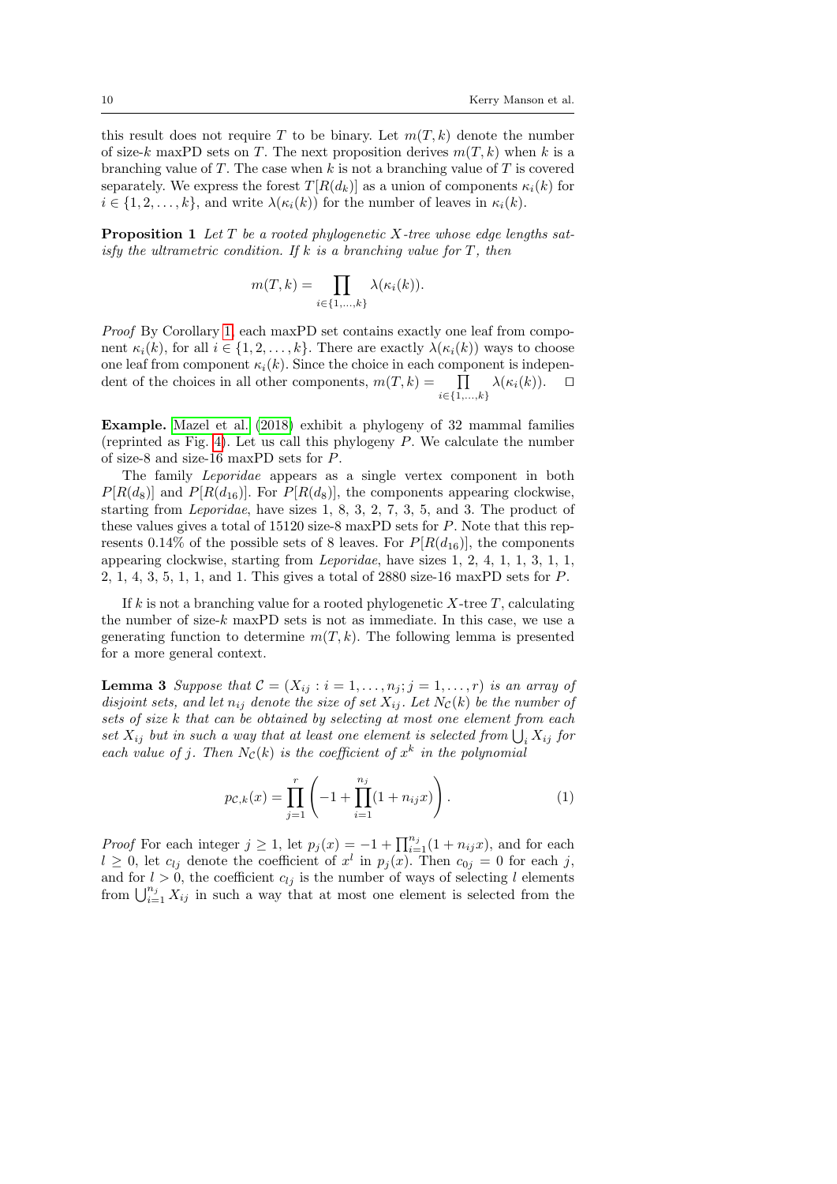this result does not require $T$ to be binary. Let $m(T, k)$ denote the number of size-$k$ maxPD sets on $T$. The next proposition derives $m(T, k)$ when $k$ is a branching value of $T$. The case when $k$ is not a branching value of $T$ is covered separately. We express the forest $T[R(d_k)]$ as a union of components $\kappa_i(k)$ for $i \in \{1, 2, \ldots, k\}$, and write $\lambda(\kappa_i(k))$ for the number of leaves in $\kappa_i(k)$.

**Proposition 1** *Let $T$ be a rooted phylogenetic $X$-tree whose edge lengths satisfy the ultrametric condition. If $k$ is a branching value for $T$, then*

$$m(T, k) = \prod_{i \in \{1,\ldots,k\}} \lambda(\kappa_i(k)).$$

*Proof* By Corollary 1, each maxPD set contains exactly one leaf from component $\kappa_i(k)$, for all $i \in \{1, 2, \ldots, k\}$. There are exactly $\lambda(\kappa_i(k))$ ways to choose one leaf from component $\kappa_i(k)$. Since the choice in each component is independent of the choices in all other components, $m(T, k) = \prod_{i \in \{1,\ldots,k\}} \lambda(\kappa_i(k))$. □

**Example.** Mazel et al. (2018) exhibit a phylogeny of 32 mammal families (reprinted as Fig. 4). Let us call this phylogeny $P$. We calculate the number of size-8 and size-16 maxPD sets for $P$.

The family *Leporidae* appears as a single vertex component in both $P[R(d_8)]$ and $P[R(d_{16})]$. For $P[R(d_8)]$, the components appearing clockwise, starting from *Leporidae*, have sizes 1, 8, 3, 2, 7, 3, 5, and 3. The product of these values gives a total of 15120 size-8 maxPD sets for $P$. Note that this represents 0.14% of the possible sets of 8 leaves. For $P[R(d_{16})]$, the components appearing clockwise, starting from *Leporidae*, have sizes 1, 2, 4, 1, 1, 3, 1, 1, 2, 1, 4, 3, 5, 1, 1, and 1. This gives a total of 2880 size-16 maxPD sets for $P$.

If $k$ is not a branching value for a rooted phylogenetic $X$-tree $T$, calculating the number of size-$k$ maxPD sets is not as immediate. In this case, we use a generating function to determine $m(T, k)$. The following lemma is presented for a more general context.

**Lemma 3** *Suppose that $\mathcal{C} = (X_{ij} : i = 1, \ldots, n_j; j = 1, \ldots, r)$ is an array of disjoint sets, and let $n_{ij}$ denote the size of set $X_{ij}$. Let $N_{\mathcal{C}}(k)$ be the number of sets of size $k$ that can be obtained by selecting at most one element from each set $X_{ij}$ but in such a way that at least one element is selected from $\bigcup_i X_{ij}$ for each value of $j$. Then $N_{\mathcal{C}}(k)$ is the coefficient of $x^k$ in the polynomial*

$$p_{\mathcal{C},k}(x) = \prod_{j=1}^{r} \left( -1 + \prod_{i=1}^{n_j} (1 + n_{ij} x) \right). \tag{1}$$

*Proof* For each integer $j \geq 1$, let $p_j(x) = -1 + \prod_{i=1}^{n_j}(1 + n_{ij}x)$, and for each $l \geq 0$, let $c_{lj}$ denote the coefficient of $x^l$ in $p_j(x)$. Then $c_{0j} = 0$ for each $j$, and for $l > 0$, the coefficient $c_{lj}$ is the number of ways of selecting $l$ elements from $\bigcup_{i=1}^{n_j} X_{ij}$ in such a way that at most one element is selected from the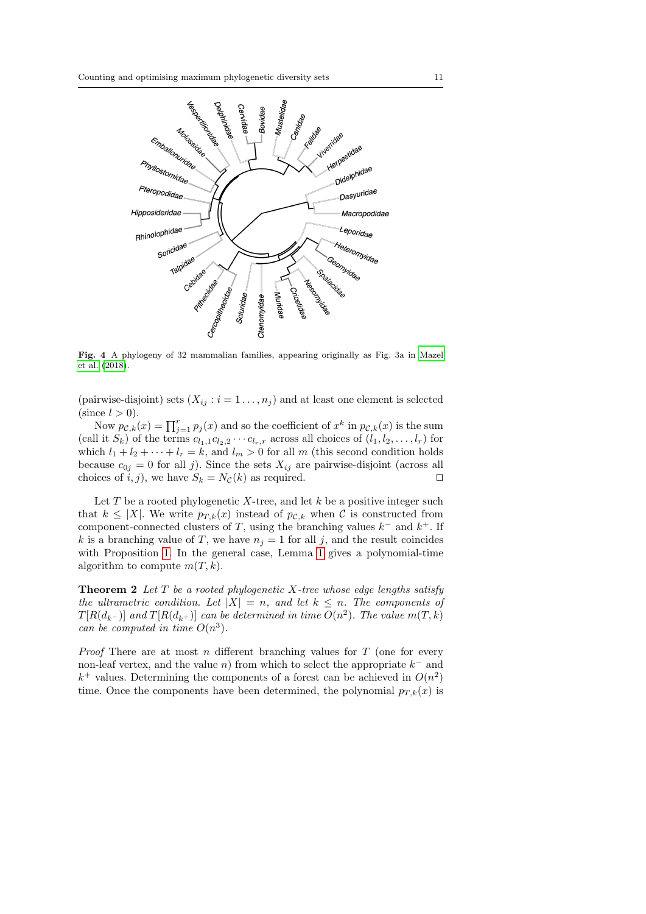**Fig. 4** A phylogeny of 32 mammalian families, appearing originally as Fig. 3a in Mazel et al. (2018).

(pairwise-disjoint) sets $(X_{ij} : i = 1 \ldots, n_j)$ and at least one element is selected (since $l > 0$).

Now $p_{\mathcal{C},k}(x) = \prod_{j=1}^{r} p_j(x)$ and so the coefficient of $x^k$ in $p_{\mathcal{C},k}(x)$ is the sum (call it $S_k$) of the terms $c_{l_1,1}c_{l_2,2}\cdots c_{l_r,r}$ across all choices of $(l_1, l_2, \ldots, l_r)$ for which $l_1 + l_2 + \cdots + l_r = k$, and $l_m > 0$ for all $m$ (this second condition holds because $c_{0j} = 0$ for all $j$). Since the sets $X_{ij}$ are pairwise-disjoint (across all choices of $i, j$), we have $S_k = N_{\mathcal{C}}(k)$ as required. □

Let $T$ be a rooted phylogenetic $X$-tree, and let $k$ be a positive integer such that $k \leq |X|$. We write $p_{T,k}(x)$ instead of $p_{\mathcal{C},k}$ when $\mathcal{C}$ is constructed from component-connected clusters of $T$, using the branching values $k^-$ and $k^+$. If $k$ is a branching value of $T$, we have $n_j = 1$ for all $j$, and the result coincides with Proposition 1. In the general case, Lemma 1 gives a polynomial-time algorithm to compute $m(T, k)$.

**Theorem 2** *Let $T$ be a rooted phylogenetic $X$-tree whose edge lengths satisfy the ultrametric condition. Let $|X| = n$, and let $k \leq n$. The components of $T[R(d_{k^-})]$ and $T[R(d_{k^+})]$ can be determined in time $O(n^2)$. The value $m(T, k)$ can be computed in time $O(n^3)$.*

*Proof* There are at most $n$ different branching values for $T$ (one for every non-leaf vertex, and the value $n$) from which to select the appropriate $k^-$ and $k^+$ values. Determining the components of a forest can be achieved in $O(n^2)$ time. Once the components have been determined, the polynomial $p_{T,k}(x)$ is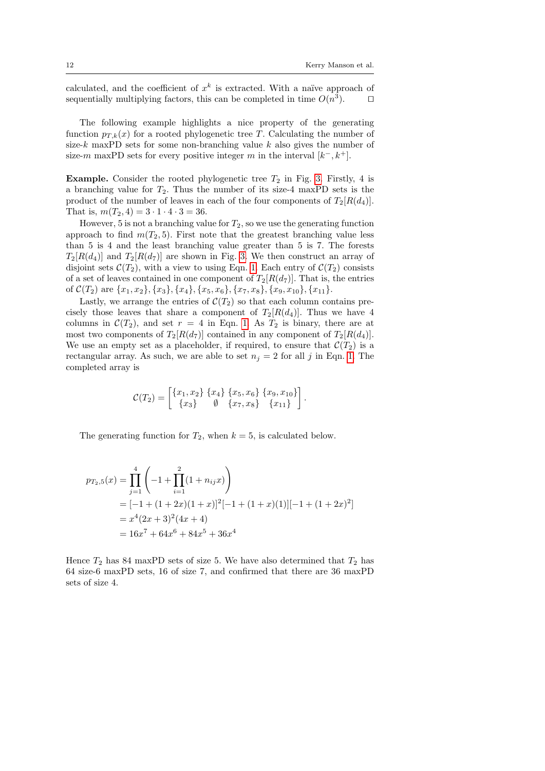calculated, and the coefficient of $x^k$ is extracted. With a naïve approach of sequentially multiplying factors, this can be completed in time $O(n^3)$. □

The following example highlights a nice property of the generating function $p_{T,k}(x)$ for a rooted phylogenetic tree $T$. Calculating the number of size-$k$ maxPD sets for some non-branching value $k$ also gives the number of size-$m$ maxPD sets for every positive integer $m$ in the interval $[k^-, k^+]$.

**Example.** Consider the rooted phylogenetic tree $T_2$ in Fig. 3. Firstly, 4 is a branching value for $T_2$. Thus the number of its size-4 maxPD sets is the product of the number of leaves in each of the four components of $T_2[R(d_4)]$. That is, $m(T_2, 4) = 3 \cdot 1 \cdot 4 \cdot 3 = 36$.

However, 5 is not a branching value for $T_2$, so we use the generating function approach to find $m(T_2, 5)$. First note that the greatest branching value less than 5 is 4 and the least branching value greater than 5 is 7. The forests $T_2[R(d_4)]$ and $T_2[R(d_7)]$ are shown in Fig. 3. We then construct an array of disjoint sets $\mathcal{C}(T_2)$, with a view to using Eqn. 1. Each entry of $\mathcal{C}(T_2)$ consists of a set of leaves contained in one component of $T_2[R(d_7)]$. That is, the entries of $\mathcal{C}(T_2)$ are $\{x_1, x_2\}, \{x_3\}, \{x_4\}, \{x_5, x_6\}, \{x_7, x_8\}, \{x_9, x_{10}\}, \{x_{11}\}$.

Lastly, we arrange the entries of $\mathcal{C}(T_2)$ so that each column contains precisely those leaves that share a component of $T_2[R(d_4)]$. Thus we have 4 columns in $\mathcal{C}(T_2)$, and set $r = 4$ in Eqn. 1. As $T_2$ is binary, there are at most two components of $T_2[R(d_7)]$ contained in any component of $T_2[R(d_4)]$. We use an empty set as a placeholder, if required, to ensure that $\mathcal{C}(T_2)$ is a rectangular array. As such, we are able to set $n_j = 2$ for all $j$ in Eqn. 1. The completed array is

$$\mathcal{C}(T_2) = \begin{bmatrix} \{x_1, x_2\} & \{x_4\} & \{x_5, x_6\} & \{x_9, x_{10}\} \\ \{x_3\} & \emptyset & \{x_7, x_8\} & \{x_{11}\} \end{bmatrix}.$$

The generating function for $T_2$, when $k = 5$, is calculated below.

$$\begin{aligned} p_{T_2,5}(x) &= \prod_{j=1}^{4} \left( -1 + \prod_{i=1}^{2} (1 + n_{ij}x) \right) \\ &= [-1 + (1 + 2x)(1 + x)]^2 [-1 + (1 + x)(1)][-1 + (1 + 2x)^2] \\ &= x^4 (2x + 3)^2 (4x + 4) \\ &= 16x^7 + 64x^6 + 84x^5 + 36x^4 \end{aligned}$$

Hence $T_2$ has 84 maxPD sets of size 5. We have also determined that $T_2$ has 64 size-6 maxPD sets, 16 of size 7, and confirmed that there are 36 maxPD sets of size 4.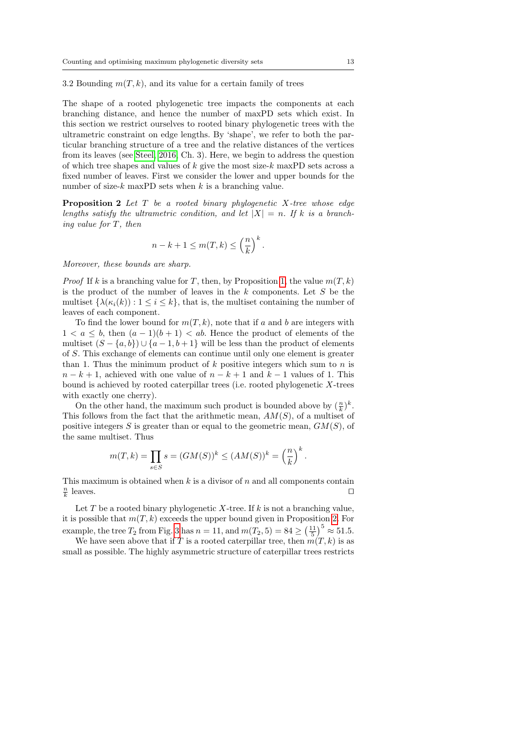### 3.2 Bounding $m(T, k)$, and its value for a certain family of trees

The shape of a rooted phylogenetic tree impacts the components at each branching distance, and hence the number of maxPD sets which exist. In this section we restrict ourselves to rooted binary phylogenetic trees with the ultrametric constraint on edge lengths. By 'shape', we refer to both the particular branching structure of a tree and the relative distances of the vertices from its leaves (see Steel, 2016, Ch. 3). Here, we begin to address the question of which tree shapes and values of $k$ give the most size-$k$ maxPD sets across a fixed number of leaves. First we consider the lower and upper bounds for the number of size-$k$ maxPD sets when $k$ is a branching value.

**Proposition 2** *Let $T$ be a rooted binary phylogenetic $X$-tree whose edge lengths satisfy the ultrametric condition, and let $|X| = n$. If $k$ is a branching value for $T$, then*

$$n - k + 1 \leq m(T, k) \leq \left(\frac{n}{k}\right)^k.$$

*Moreover, these bounds are sharp.*

*Proof* If $k$ is a branching value for $T$, then, by Proposition 1, the value $m(T, k)$ is the product of the number of leaves in the $k$ components. Let $S$ be the multiset $\{\lambda(\kappa_i(k)) : 1 \leq i \leq k\}$, that is, the multiset containing the number of leaves of each component.

To find the lower bound for $m(T, k)$, note that if $a$ and $b$ are integers with $1 < a \leq b$, then $(a-1)(b+1) < ab$. Hence the product of elements of the multiset $(S - \{a, b\}) \cup \{a-1, b+1\}$ will be less than the product of elements of $S$. This exchange of elements can continue until only one element is greater than 1. Thus the minimum product of $k$ positive integers which sum to $n$ is $n - k + 1$, achieved with one value of $n - k + 1$ and $k - 1$ values of 1. This bound is achieved by rooted caterpillar trees (i.e. rooted phylogenetic $X$-trees with exactly one cherry).

On the other hand, the maximum such product is bounded above by $(\frac{n}{k})^k$. This follows from the fact that the arithmetic mean, $AM(S)$, of a multiset of positive integers $S$ is greater than or equal to the geometric mean, $GM(S)$, of the same multiset. Thus

$$m(T, k) = \prod_{s \in S} s = (GM(S))^k \leq (AM(S))^k = \left(\frac{n}{k}\right)^k.$$

This maximum is obtained when $k$ is a divisor of $n$ and all components contain $\frac{n}{k}$ leaves. $\square$

Let $T$ be a rooted binary phylogenetic $X$-tree. If $k$ is not a branching value, it is possible that $m(T, k)$ exceeds the upper bound given in Proposition 2. For example, the tree $T_2$ from Fig. 3 has $n = 11$, and $m(T_2, 5) = 84 \geq \left(\frac{11}{5}\right)^5 \approx 51.5$.

We have seen above that if $T$ is a rooted caterpillar tree, then $m(T, k)$ is as small as possible. The highly asymmetric structure of caterpillar trees restricts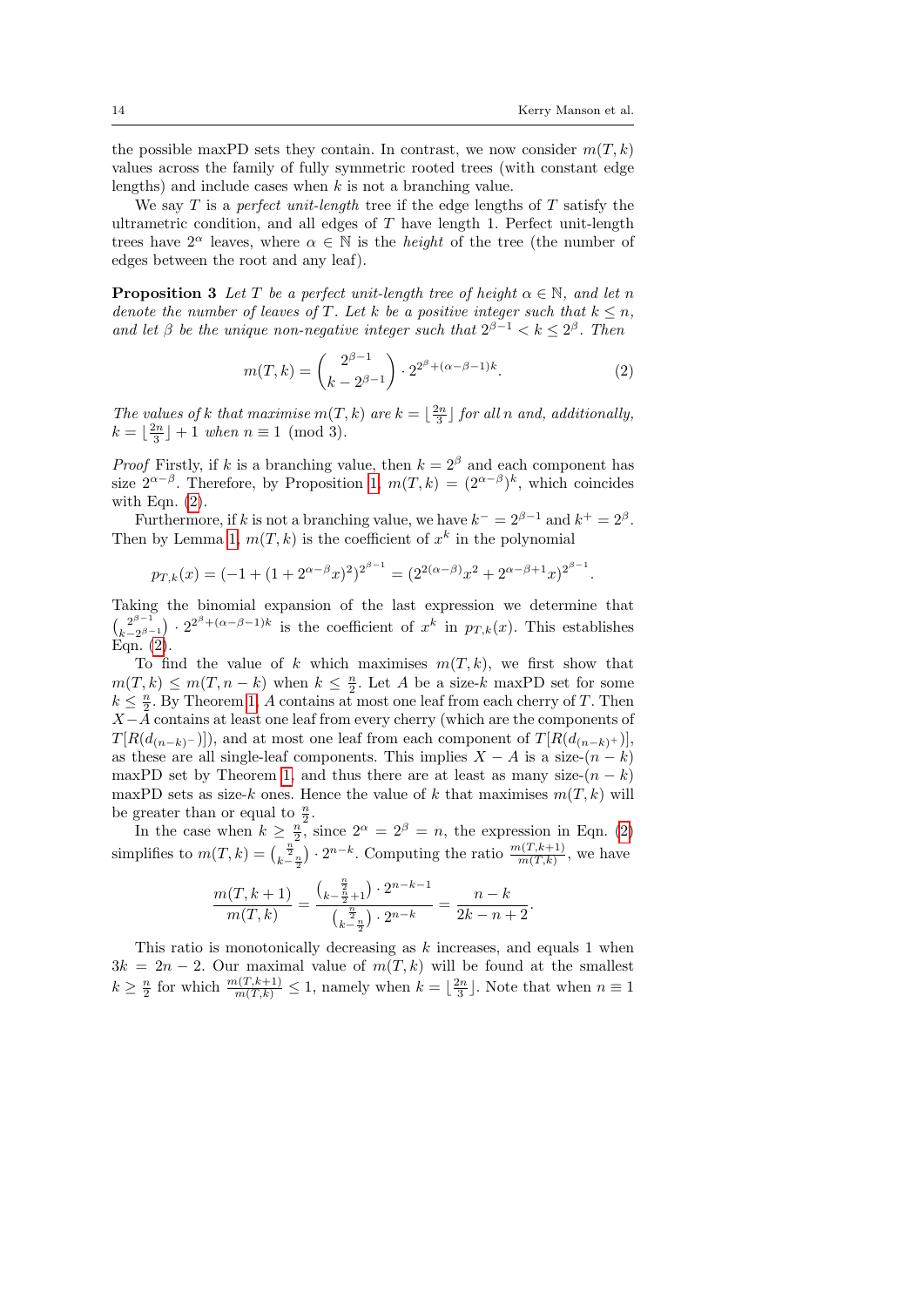the possible maxPD sets they contain. In contrast, we now consider $m(T,k)$ values across the family of fully symmetric rooted trees (with constant edge lengths) and include cases when $k$ is not a branching value.

We say $T$ is a *perfect unit-length* tree if the edge lengths of $T$ satisfy the ultrametric condition, and all edges of $T$ have length 1. Perfect unit-length trees have $2^\alpha$ leaves, where $\alpha \in \mathbb{N}$ is the *height* of the tree (the number of edges between the root and any leaf).

**Proposition 3** *Let $T$ be a perfect unit-length tree of height $\alpha \in \mathbb{N}$, and let $n$ denote the number of leaves of $T$. Let $k$ be a positive integer such that $k \leq n$, and let $\beta$ be the unique non-negative integer such that $2^{\beta-1} < k \leq 2^\beta$. Then*

$$m(T,k) = \binom{2^{\beta-1}}{k - 2^{\beta-1}} \cdot 2^{2^\beta + (\alpha-\beta-1)k}. \tag{2}$$

*The values of $k$ that maximise $m(T,k)$ are $k = \lfloor \frac{2n}{3} \rfloor$ for all $n$ and, additionally, $k = \lfloor \frac{2n}{3} \rfloor + 1$ when $n \equiv 1 \pmod 3$.*

*Proof* Firstly, if $k$ is a branching value, then $k = 2^\beta$ and each component has size $2^{\alpha-\beta}$. Therefore, by Proposition 1, $m(T,k) = (2^{\alpha-\beta})^k$, which coincides with Eqn. (2).

Furthermore, if $k$ is not a branching value, we have $k^- = 2^{\beta-1}$ and $k^+ = 2^\beta$. Then by Lemma 1, $m(T,k)$ is the coefficient of $x^k$ in the polynomial

$$p_{T,k}(x) = (-1 + (1 + 2^{\alpha-\beta}x)^2)^{2^{\beta-1}} = (2^{2(\alpha-\beta)}x^2 + 2^{\alpha-\beta+1}x)^{2^{\beta-1}}.$$

Taking the binomial expansion of the last expression we determine that $\binom{2^{\beta-1}}{k-2^{\beta-1}} \cdot 2^{2^\beta + (\alpha-\beta-1)k}$ is the coefficient of $x^k$ in $p_{T,k}(x)$. This establishes Eqn. (2).

To find the value of $k$ which maximises $m(T,k)$, we first show that $m(T,k) \leq m(T,n-k)$ when $k \leq \frac{n}{2}$. Let $A$ be a size-$k$ maxPD set for some $k \leq \frac{n}{2}$. By Theorem 1, $A$ contains at most one leaf from each cherry of $T$. Then $X - A$ contains at least one leaf from every cherry (which are the components of $T[R(d_{(n-k)^-})]$), and at most one leaf from each component of $T[R(d_{(n-k)^+})]$, as these are all single-leaf components. This implies $X - A$ is a size-$(n-k)$ maxPD set by Theorem 1, and thus there are at least as many size-$(n-k)$ maxPD sets as size-$k$ ones. Hence the value of $k$ that maximises $m(T,k)$ will be greater than or equal to $\frac{n}{2}$.

In the case when $k \geq \frac{n}{2}$, since $2^\alpha = 2^\beta = n$, the expression in Eqn. (2) simplifies to $m(T,k) = \binom{\frac{n}{2}}{k-\frac{n}{2}} \cdot 2^{n-k}$. Computing the ratio $\frac{m(T,k+1)}{m(T,k)}$, we have

$$\frac{m(T,k+1)}{m(T,k)} = \frac{\binom{\frac{n}{2}}{k-\frac{n}{2}+1} \cdot 2^{n-k-1}}{\binom{\frac{n}{2}}{k-\frac{n}{2}} \cdot 2^{n-k}} = \frac{n-k}{2k-n+2}.$$

This ratio is monotonically decreasing as $k$ increases, and equals 1 when $3k = 2n - 2$. Our maximal value of $m(T,k)$ will be found at the smallest $k \geq \frac{n}{2}$ for which $\frac{m(T,k+1)}{m(T,k)} \leq 1$, namely when $k = \lfloor \frac{2n}{3} \rfloor$. Note that when $n \equiv 1$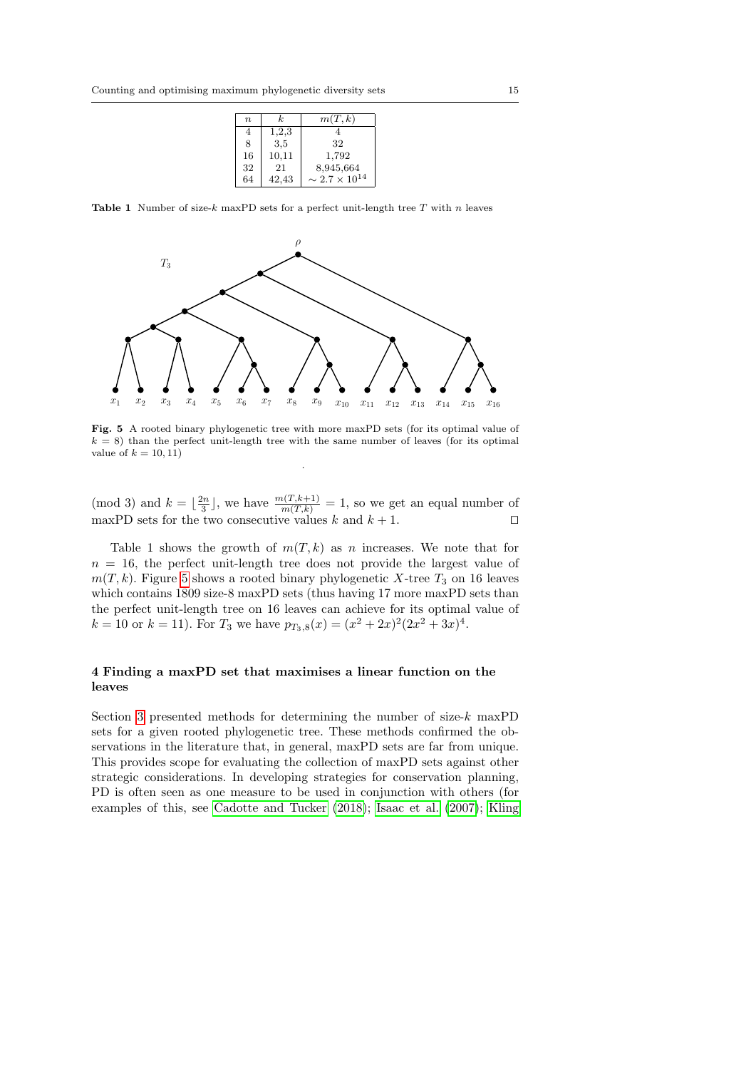| $n$ | $k$ | $m(T,k)$ |
|---|---|---|
| 4 | 1,2,3 | 4 |
| 8 | 3,5 | 32 |
| 16 | 10,11 | 1,792 |
| 32 | 21 | 8,945,664 |
| 64 | 42,43 | $\sim 2.7 \times 10^{14}$ |

**Table 1** Number of size-$k$ maxPD sets for a perfect unit-length tree $T$ with $n$ leaves

**Fig. 5** A rooted binary phylogenetic tree with more maxPD sets (for its optimal value of $k = 8$) than the perfect unit-length tree with the same number of leaves (for its optimal value of $k = 10, 11$)

(mod 3) and $k = \lfloor \frac{2n}{3} \rfloor$, we have $\frac{m(T,k+1)}{m(T,k)} = 1$, so we get an equal number of maxPD sets for the two consecutive values $k$ and $k + 1$. □

Table 1 shows the growth of $m(T, k)$ as $n$ increases. We note that for $n = 16$, the perfect unit-length tree does not provide the largest value of $m(T, k)$. Figure 5 shows a rooted binary phylogenetic $X$-tree $T_3$ on 16 leaves which contains 1809 size-8 maxPD sets (thus having 17 more maxPD sets than the perfect unit-length tree on 16 leaves can achieve for its optimal value of $k = 10$ or $k = 11$). For $T_3$ we have $p_{T_3,8}(x) = (x^2 + 2x)^2(2x^2 + 3x)^4$.

## 4 Finding a maxPD set that maximises a linear function on the leaves

Section 3 presented methods for determining the number of size-$k$ maxPD sets for a given rooted phylogenetic tree. These methods confirmed the observations in the literature that, in general, maxPD sets are far from unique. This provides scope for evaluating the collection of maxPD sets against other strategic considerations. In developing strategies for conservation planning, PD is often seen as one measure to be used in conjunction with others (for examples of this, see Cadotte and Tucker (2018); Isaac et al. (2007); Kling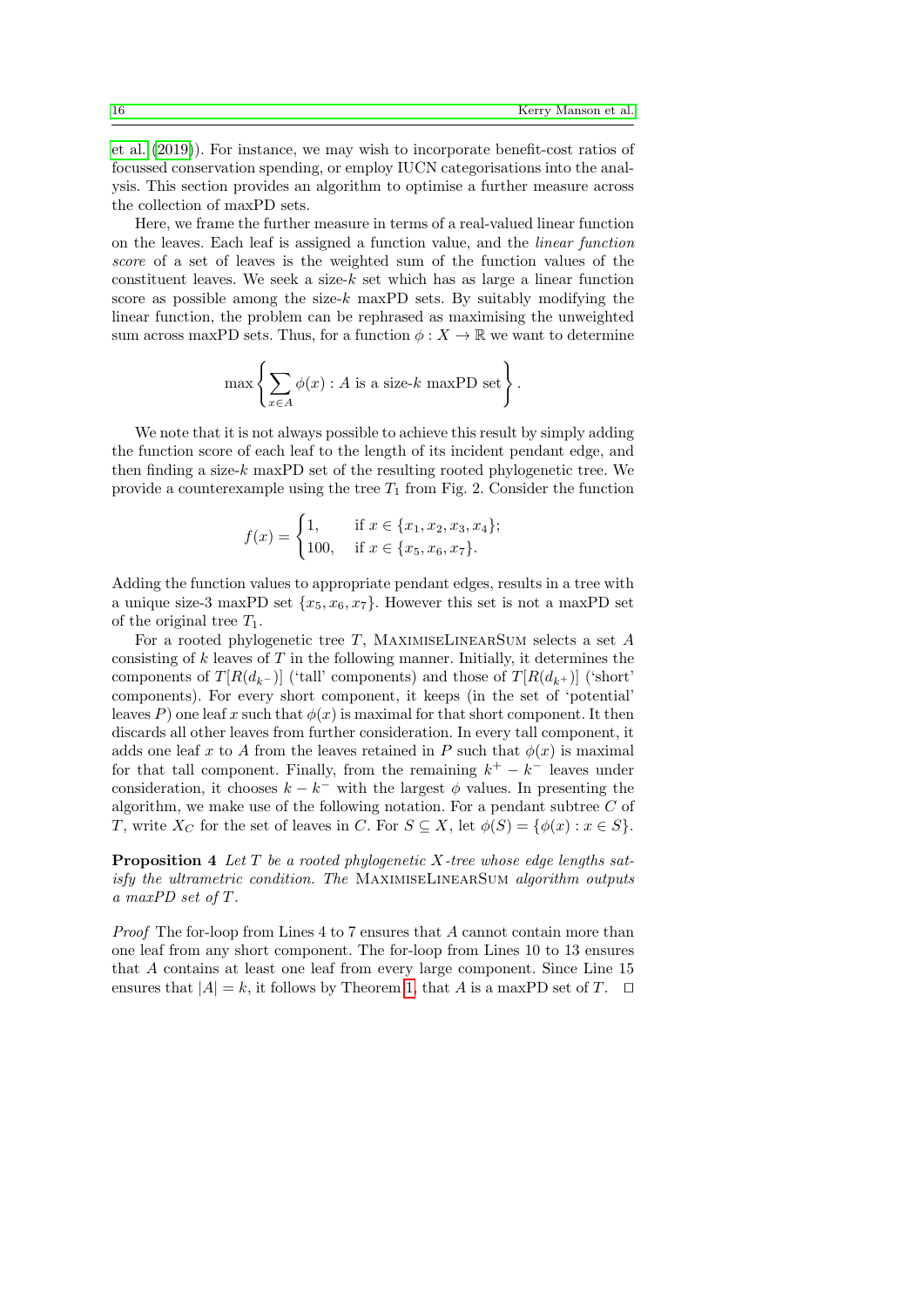et al. (2019)). For instance, we may wish to incorporate benefit-cost ratios of focussed conservation spending, or employ IUCN categorisations into the analysis. This section provides an algorithm to optimise a further measure across the collection of maxPD sets.

Here, we frame the further measure in terms of a real-valued linear function on the leaves. Each leaf is assigned a function value, and the *linear function score* of a set of leaves is the weighted sum of the function values of the constituent leaves. We seek a size-$k$ set which has as large a linear function score as possible among the size-$k$ maxPD sets. By suitably modifying the linear function, the problem can be rephrased as maximising the unweighted sum across maxPD sets. Thus, for a function $\phi : X \to \mathbb{R}$ we want to determine

$$\max \left\{ \sum_{x \in A} \phi(x) : A \text{ is a size-}k \text{ maxPD set} \right\}.$$

We note that it is not always possible to achieve this result by simply adding the function score of each leaf to the length of its incident pendant edge, and then finding a size-$k$ maxPD set of the resulting rooted phylogenetic tree. We provide a counterexample using the tree $T_1$ from Fig. 2. Consider the function

$$f(x) = \begin{cases} 1, & \text{if } x \in \{x_1, x_2, x_3, x_4\}; \\ 100, & \text{if } x \in \{x_5, x_6, x_7\}. \end{cases}$$

Adding the function values to appropriate pendant edges, results in a tree with a unique size-3 maxPD set $\{x_5, x_6, x_7\}$. However this set is not a maxPD set of the original tree $T_1$.

For a rooted phylogenetic tree $T$, MaximiseLinearSum selects a set $A$ consisting of $k$ leaves of $T$ in the following manner. Initially, it determines the components of $T[R(d_{k^-})]$ ('tall' components) and those of $T[R(d_{k^+})]$ ('short' components). For every short component, it keeps (in the set of 'potential' leaves $P$) one leaf $x$ such that $\phi(x)$ is maximal for that short component. It then discards all other leaves from further consideration. In every tall component, it adds one leaf $x$ to $A$ from the leaves retained in $P$ such that $\phi(x)$ is maximal for that tall component. Finally, from the remaining $k^+ - k^-$ leaves under consideration, it chooses $k - k^-$ with the largest $\phi$ values. In presenting the algorithm, we make use of the following notation. For a pendant subtree $C$ of $T$, write $X_C$ for the set of leaves in $C$. For $S \subseteq X$, let $\phi(S) = \{\phi(x) : x \in S\}$.

**Proposition 4** *Let $T$ be a rooted phylogenetic $X$-tree whose edge lengths satisfy the ultrametric condition. The* MaximiseLinearSum *algorithm outputs a maxPD set of $T$.*

*Proof* The for-loop from Lines 4 to 7 ensures that $A$ cannot contain more than one leaf from any short component. The for-loop from Lines 10 to 13 ensures that $A$ contains at least one leaf from every large component. Since Line 15 ensures that $|A| = k$, it follows by Theorem 1, that $A$ is a maxPD set of $T$. $\square$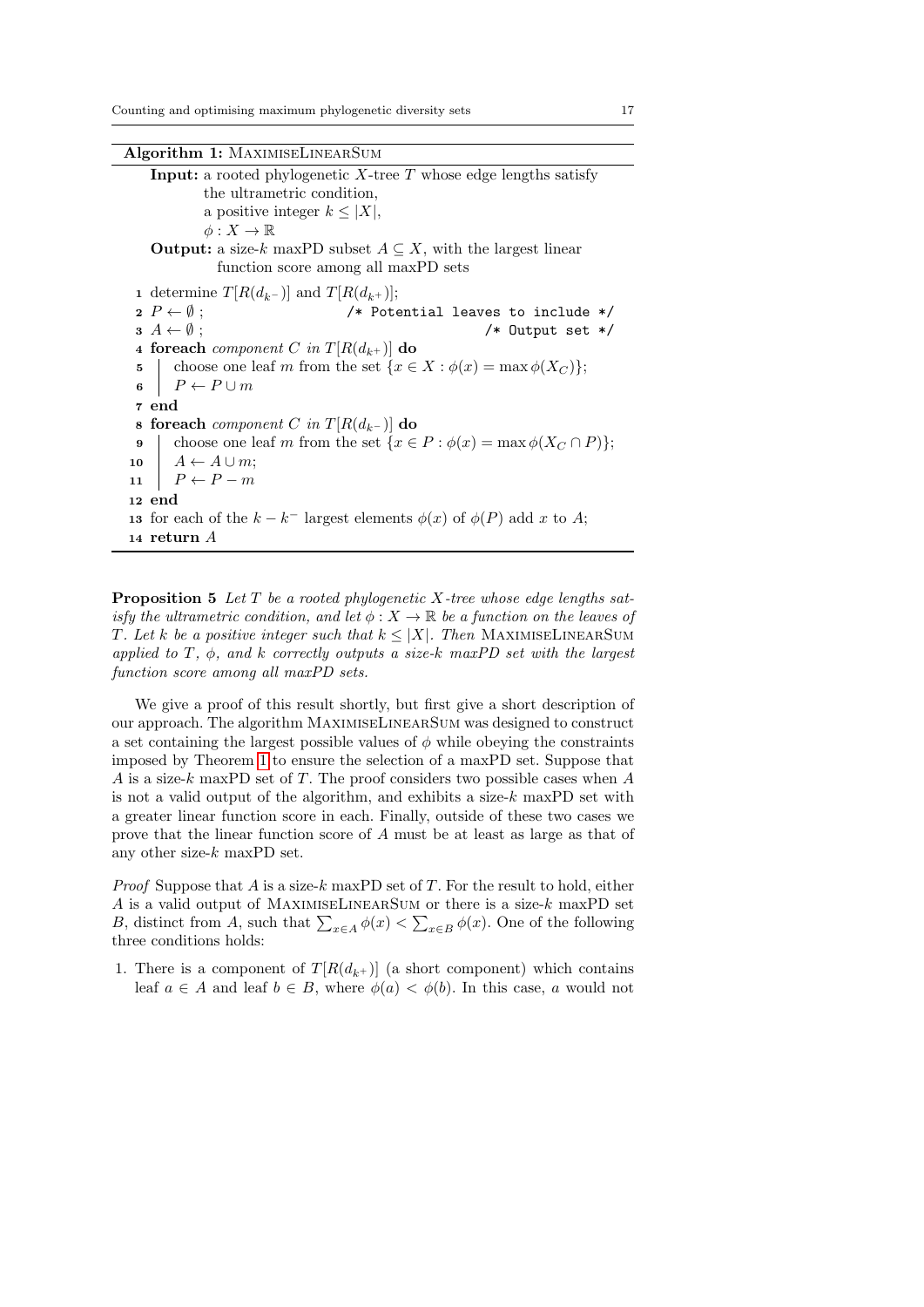**Algorithm 1:** MaximiseLinearSum

```
Input: a rooted phylogenetic X-tree T whose edge lengths satisfy
       the ultrametric condition,
       a positive integer k ≤ |X|,
       φ : X → ℝ
Output: a size-k maxPD subset A ⊆ X, with the largest linear
        function score among all maxPD sets
1  determine T[R(d_{k^-})] and T[R(d_{k^+})];
2  P ← ∅ ;                          /* Potential leaves to include */
3  A ← ∅ ;                                         /* Output set */
4  foreach component C in T[R(d_{k^+})] do
5  |   choose one leaf m from the set {x ∈ X : φ(x) = max φ(X_C)};
6  |   P ← P ∪ m
7  end
8  foreach component C in T[R(d_{k^-})] do
9  |   choose one leaf m from the set {x ∈ P : φ(x) = max φ(X_C ∩ P)};
10 |   A ← A ∪ m;
11 |   P ← P − m
12 end
13 for each of the k − k^- largest elements φ(x) of φ(P) add x to A;
14 return A
```

**Proposition 5** *Let $T$ be a rooted phylogenetic $X$-tree whose edge lengths satisfy the ultrametric condition, and let $\phi : X \to \mathbb{R}$ be a function on the leaves of $T$. Let $k$ be a positive integer such that $k \leq |X|$. Then* MaximiseLinearSum *applied to $T$, $\phi$, and $k$ correctly outputs a size-$k$ maxPD set with the largest function score among all maxPD sets.*

We give a proof of this result shortly, but first give a short description of our approach. The algorithm MaximiseLinearSum was designed to construct a set containing the largest possible values of $\phi$ while obeying the constraints imposed by Theorem 1 to ensure the selection of a maxPD set. Suppose that $A$ is a size-$k$ maxPD set of $T$. The proof considers two possible cases when $A$ is not a valid output of the algorithm, and exhibits a size-$k$ maxPD set with a greater linear function score in each. Finally, outside of these two cases we prove that the linear function score of $A$ must be at least as large as that of any other size-$k$ maxPD set.

*Proof* Suppose that $A$ is a size-$k$ maxPD set of $T$. For the result to hold, either $A$ is a valid output of MaximiseLinearSum or there is a size-$k$ maxPD set $B$, distinct from $A$, such that $\sum_{x \in A} \phi(x) < \sum_{x \in B} \phi(x)$. One of the following three conditions holds:

1. There is a component of $T[R(d_{k^+})]$ (a short component) which contains leaf $a \in A$ and leaf $b \in B$, where $\phi(a) < \phi(b)$. In this case, $a$ would not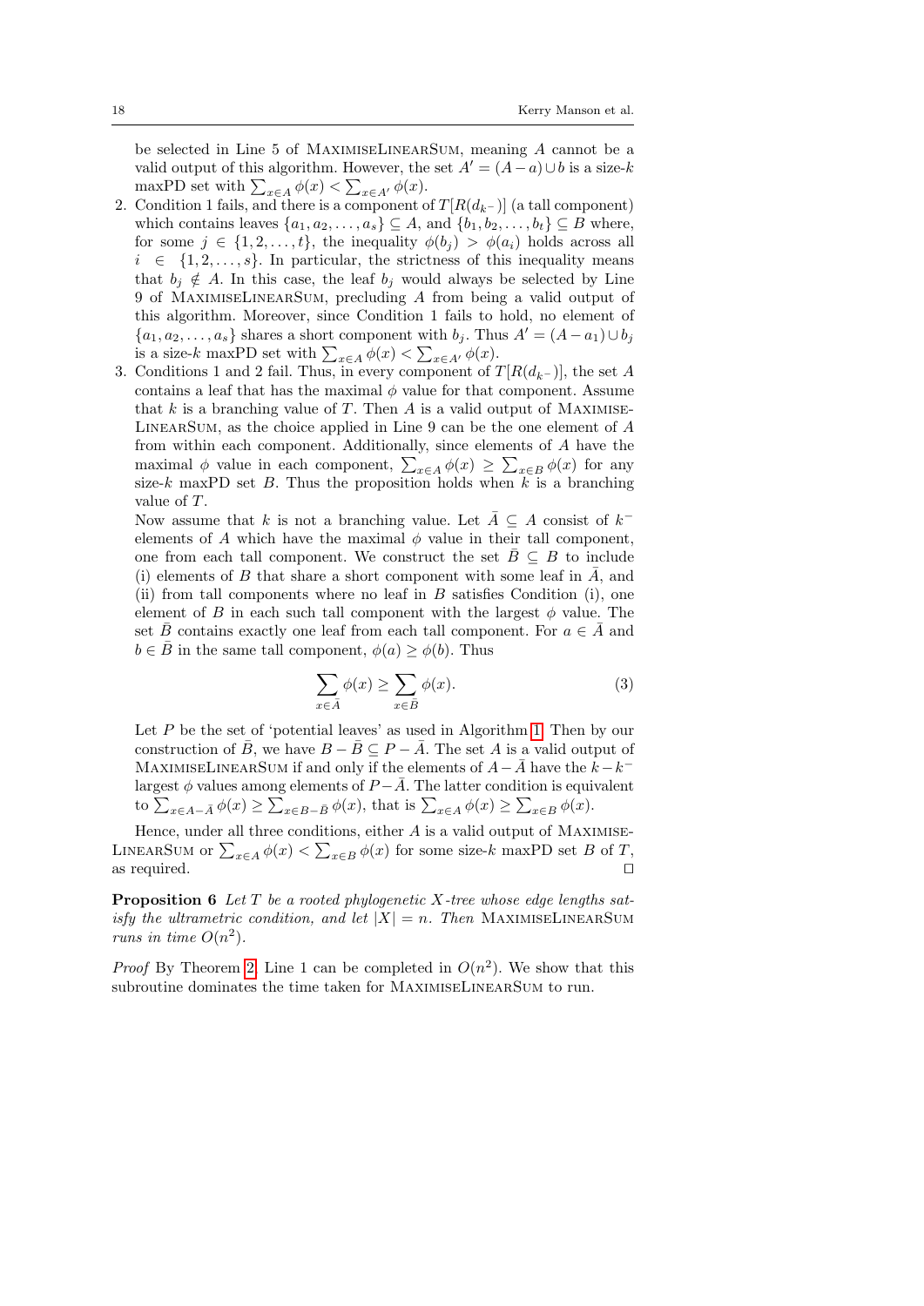be selected in Line 5 of MaximiseLinearSum, meaning $A$ cannot be a valid output of this algorithm. However, the set $A' = (A - a) \cup b$ is a size-$k$ maxPD set with $\sum_{x \in A} \phi(x) < \sum_{x \in A'} \phi(x)$.

2. Condition 1 fails, and there is a component of $T[R(d_{k^-})]$ (a tall component) which contains leaves $\{a_1, a_2, \ldots, a_s\} \subseteq A$, and $\{b_1, b_2, \ldots, b_t\} \subseteq B$ where, for some $j \in \{1, 2, \ldots, t\}$, the inequality $\phi(b_j) > \phi(a_i)$ holds across all $i \in \{1, 2, \ldots, s\}$. In particular, the strictness of this inequality means that $b_j \notin A$. In this case, the leaf $b_j$ would always be selected by Line 9 of MaximiseLinearSum, precluding $A$ from being a valid output of this algorithm. Moreover, since Condition 1 fails to hold, no element of $\{a_1, a_2, \ldots, a_s\}$ shares a short component with $b_j$. Thus $A' = (A - a_1) \cup b_j$ is a size-$k$ maxPD set with $\sum_{x \in A} \phi(x) < \sum_{x \in A'} \phi(x)$.

3. Conditions 1 and 2 fail. Thus, in every component of $T[R(d_{k^-})]$, the set $A$ contains a leaf that has the maximal $\phi$ value for that component. Assume that $k$ is a branching value of $T$. Then $A$ is a valid output of MaximiseLinearSum, as the choice applied in Line 9 can be the one element of $A$ from within each component. Additionally, since elements of $A$ have the maximal $\phi$ value in each component, $\sum_{x \in A} \phi(x) \geq \sum_{x \in B} \phi(x)$ for any size-$k$ maxPD set $B$. Thus the proposition holds when $k$ is a branching value of $T$.

   Now assume that $k$ is not a branching value. Let $\bar{A} \subseteq A$ consist of $k^-$ elements of $A$ which have the maximal $\phi$ value in their tall component, one from each tall component. We construct the set $\bar{B} \subseteq B$ to include (i) elements of $B$ that share a short component with some leaf in $\bar{A}$, and (ii) from tall components where no leaf in $B$ satisfies Condition (i), one element of $B$ in each such tall component with the largest $\phi$ value. The set $\bar{B}$ contains exactly one leaf from each tall component. For $a \in \bar{A}$ and $b \in \bar{B}$ in the same tall component, $\phi(a) \geq \phi(b)$. Thus

$$\sum_{x \in \bar{A}} \phi(x) \geq \sum_{x \in \bar{B}} \phi(x). \tag{3}$$

   Let $P$ be the set of 'potential leaves' as used in Algorithm 1. Then by our construction of $\bar{B}$, we have $B - \bar{B} \subseteq P - \bar{A}$. The set $A$ is a valid output of MaximiseLinearSum if and only if the elements of $A - \bar{A}$ have the $k - k^-$ largest $\phi$ values among elements of $P - \bar{A}$. The latter condition is equivalent to $\sum_{x \in A - \bar{A}} \phi(x) \geq \sum_{x \in B - \bar{B}} \phi(x)$, that is $\sum_{x \in A} \phi(x) \geq \sum_{x \in B} \phi(x)$.

Hence, under all three conditions, either $A$ is a valid output of MaximiseLinearSum or $\sum_{x \in A} \phi(x) < \sum_{x \in B} \phi(x)$ for some size-$k$ maxPD set $B$ of $T$, as required. $\square$

**Proposition 6** *Let $T$ be a rooted phylogenetic $X$-tree whose edge lengths satisfy the ultrametric condition, and let $|X| = n$. Then* MaximiseLinearSum *runs in time $O(n^2)$.*

*Proof* By Theorem 2, Line 1 can be completed in $O(n^2)$. We show that this subroutine dominates the time taken for MaximiseLinearSum to run.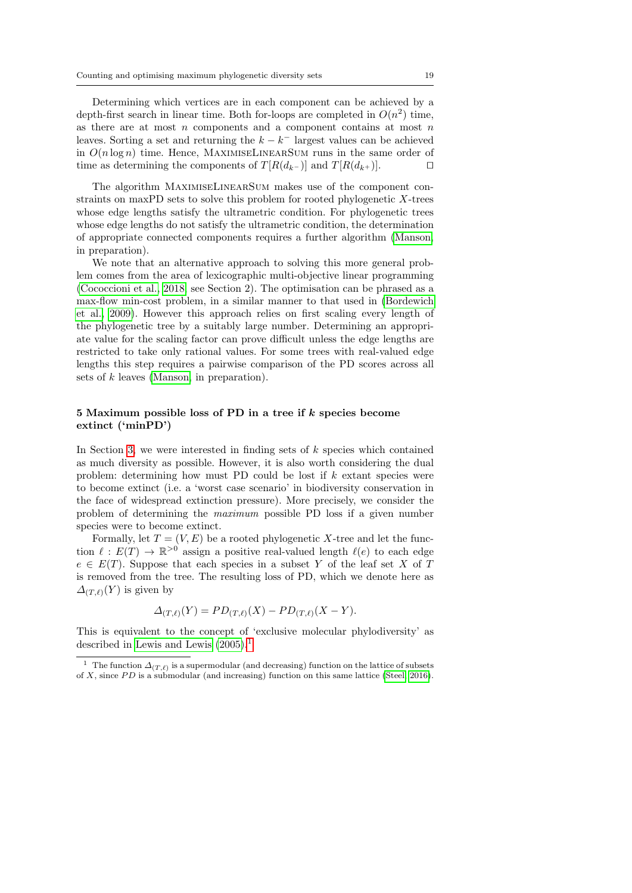Determining which vertices are in each component can be achieved by a depth-first search in linear time. Both for-loops are completed in $O(n^2)$ time, as there are at most $n$ components and a component contains at most $n$ leaves. Sorting a set and returning the $k - k^-$ largest values can be achieved in $O(n \log n)$ time. Hence, MaximiseLinearSum runs in the same order of time as determining the components of $T[R(d_{k^-})]$ and $T[R(d_{k^+})]$. □

The algorithm MaximiseLinearSum makes use of the component constraints on maxPD sets to solve this problem for rooted phylogenetic $X$-trees whose edge lengths satisfy the ultrametric condition. For phylogenetic trees whose edge lengths do not satisfy the ultrametric condition, the determination of appropriate connected components requires a further algorithm (Manson, in preparation).

We note that an alternative approach to solving this more general problem comes from the area of lexicographic multi-objective linear programming (Cococcioni et al., 2018, see Section 2). The optimisation can be phrased as a max-flow min-cost problem, in a similar manner to that used in (Bordewich et al., 2009). However this approach relies on first scaling every length of the phylogenetic tree by a suitably large number. Determining an appropriate value for the scaling factor can prove difficult unless the edge lengths are restricted to take only rational values. For some trees with real-valued edge lengths this step requires a pairwise comparison of the PD scores across all sets of $k$ leaves (Manson, in preparation).

## 5 Maximum possible loss of PD in a tree if $k$ species become extinct ('minPD')

In Section 3, we were interested in finding sets of $k$ species which contained as much diversity as possible. However, it is also worth considering the dual problem: determining how must PD could be lost if $k$ extant species were to become extinct (i.e. a 'worst case scenario' in biodiversity conservation in the face of widespread extinction pressure). More precisely, we consider the problem of determining the *maximum* possible PD loss if a given number species were to become extinct.

Formally, let $T = (V, E)$ be a rooted phylogenetic $X$-tree and let the function $\ell : E(T) \to \mathbb{R}^{>0}$ assign a positive real-valued length $\ell(e)$ to each edge $e \in E(T)$. Suppose that each species in a subset $Y$ of the leaf set $X$ of $T$ is removed from the tree. The resulting loss of PD, which we denote here as $\Delta_{(T,\ell)}(Y)$ is given by

$$\Delta_{(T,\ell)}(Y) = PD_{(T,\ell)}(X) - PD_{(T,\ell)}(X - Y).$$

This is equivalent to the concept of 'exclusive molecular phylodiversity' as described in Lewis and Lewis (2005).[1]

[1] The function $\Delta_{(T,\ell)}$ is a supermodular (and decreasing) function on the lattice of subsets of $X$, since $PD$ is a submodular (and increasing) function on this same lattice (Steel, 2016).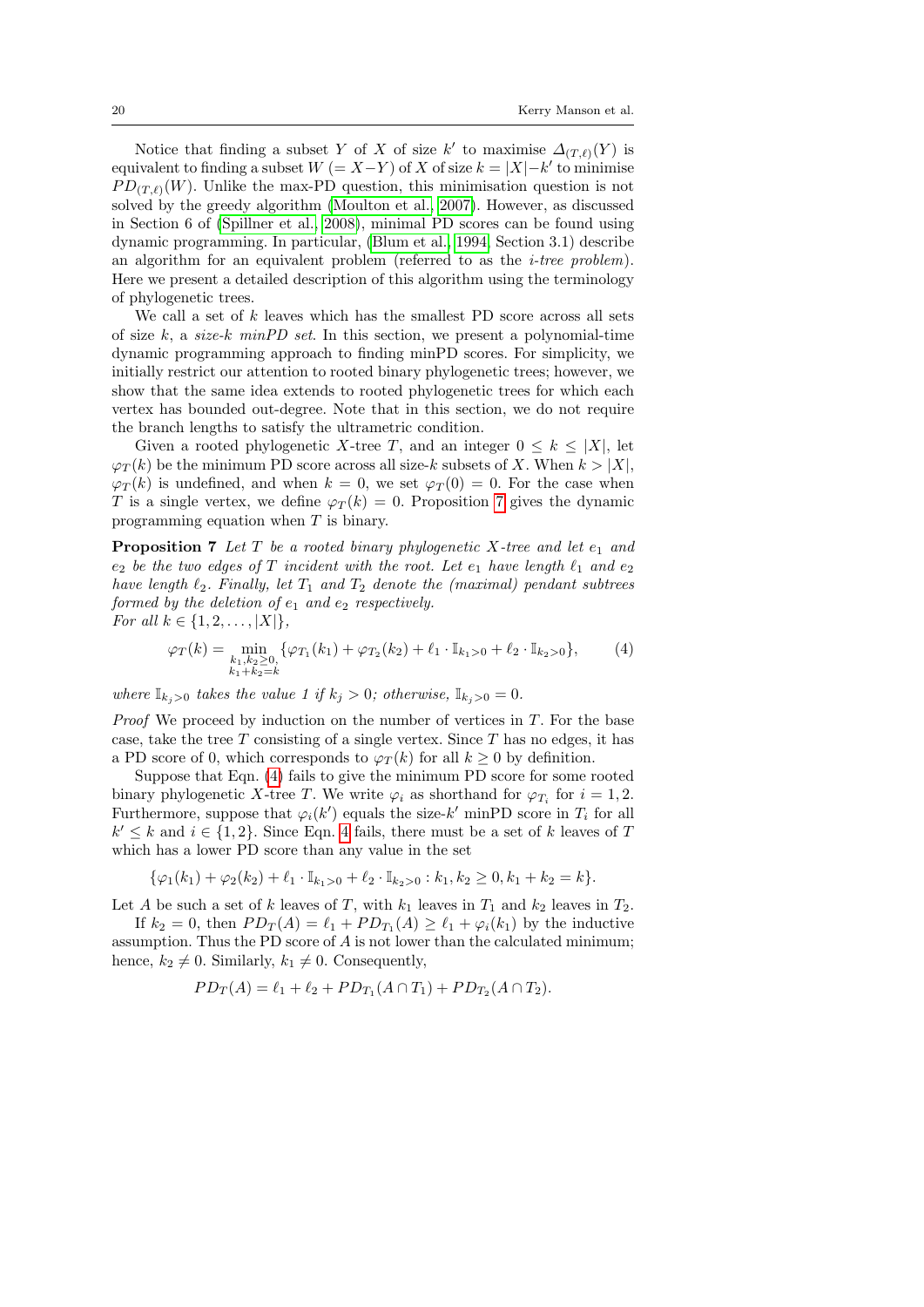Notice that finding a subset $Y$ of $X$ of size $k'$ to maximise $\Delta_{(T,\ell)}(Y)$ is equivalent to finding a subset $W$ $(= X - Y)$ of $X$ of size $k = |X| - k'$ to minimise $PD_{(T,\ell)}(W)$. Unlike the max-PD question, this minimisation question is not solved by the greedy algorithm (Moulton et al., 2007). However, as discussed in Section 6 of (Spillner et al., 2008), minimal PD scores can be found using dynamic programming. In particular, (Blum et al., 1994, Section 3.1) describe an algorithm for an equivalent problem (referred to as the *i-tree problem*). Here we present a detailed description of this algorithm using the terminology of phylogenetic trees.

We call a set of $k$ leaves which has the smallest PD score across all sets of size $k$, a *size-k minPD set*. In this section, we present a polynomial-time dynamic programming approach to finding minPD scores. For simplicity, we initially restrict our attention to rooted binary phylogenetic trees; however, we show that the same idea extends to rooted phylogenetic trees for which each vertex has bounded out-degree. Note that in this section, we do not require the branch lengths to satisfy the ultrametric condition.

Given a rooted phylogenetic $X$-tree $T$, and an integer $0 \leq k \leq |X|$, let $\varphi_T(k)$ be the minimum PD score across all size-$k$ subsets of $X$. When $k > |X|$, $\varphi_T(k)$ is undefined, and when $k = 0$, we set $\varphi_T(0) = 0$. For the case when $T$ is a single vertex, we define $\varphi_T(k) = 0$. Proposition 7 gives the dynamic programming equation when $T$ is binary.

**Proposition 7** *Let $T$ be a rooted binary phylogenetic $X$-tree and let $e_1$ and $e_2$ be the two edges of $T$ incident with the root. Let $e_1$ have length $\ell_1$ and $e_2$ have length $\ell_2$. Finally, let $T_1$ and $T_2$ denote the (maximal) pendant subtrees formed by the deletion of $e_1$ and $e_2$ respectively.*
*For all $k \in \{1, 2, \ldots, |X|\}$,*

$$\varphi_T(k) = \min_{\substack{k_1, k_2 \geq 0, \\ k_1 + k_2 = k}} \{\varphi_{T_1}(k_1) + \varphi_{T_2}(k_2) + \ell_1 \cdot \mathbb{I}_{k_1 > 0} + \ell_2 \cdot \mathbb{I}_{k_2 > 0}\}, \tag{4}$$

*where $\mathbb{I}_{k_j > 0}$ takes the value 1 if $k_j > 0$; otherwise, $\mathbb{I}_{k_j > 0} = 0$.*

*Proof* We proceed by induction on the number of vertices in $T$. For the base case, take the tree $T$ consisting of a single vertex. Since $T$ has no edges, it has a PD score of 0, which corresponds to $\varphi_T(k)$ for all $k \geq 0$ by definition.

Suppose that Eqn. (4) fails to give the minimum PD score for some rooted binary phylogenetic $X$-tree $T$. We write $\varphi_i$ as shorthand for $\varphi_{T_i}$ for $i = 1, 2$. Furthermore, suppose that $\varphi_i(k')$ equals the size-$k'$ minPD score in $T_i$ for all $k' \leq k$ and $i \in \{1, 2\}$. Since Eqn. 4 fails, there must be a set of $k$ leaves of $T$ which has a lower PD score than any value in the set

$$\{\varphi_1(k_1) + \varphi_2(k_2) + \ell_1 \cdot \mathbb{I}_{k_1 > 0} + \ell_2 \cdot \mathbb{I}_{k_2 > 0} : k_1, k_2 \geq 0, k_1 + k_2 = k\}.$$

Let $A$ be such a set of $k$ leaves of $T$, with $k_1$ leaves in $T_1$ and $k_2$ leaves in $T_2$.

If $k_2 = 0$, then $PD_T(A) = \ell_1 + PD_{T_1}(A) \geq \ell_1 + \varphi_i(k_1)$ by the inductive assumption. Thus the PD score of $A$ is not lower than the calculated minimum; hence, $k_2 \neq 0$. Similarly, $k_1 \neq 0$. Consequently,

$$PD_T(A) = \ell_1 + \ell_2 + PD_{T_1}(A \cap T_1) + PD_{T_2}(A \cap T_2).$$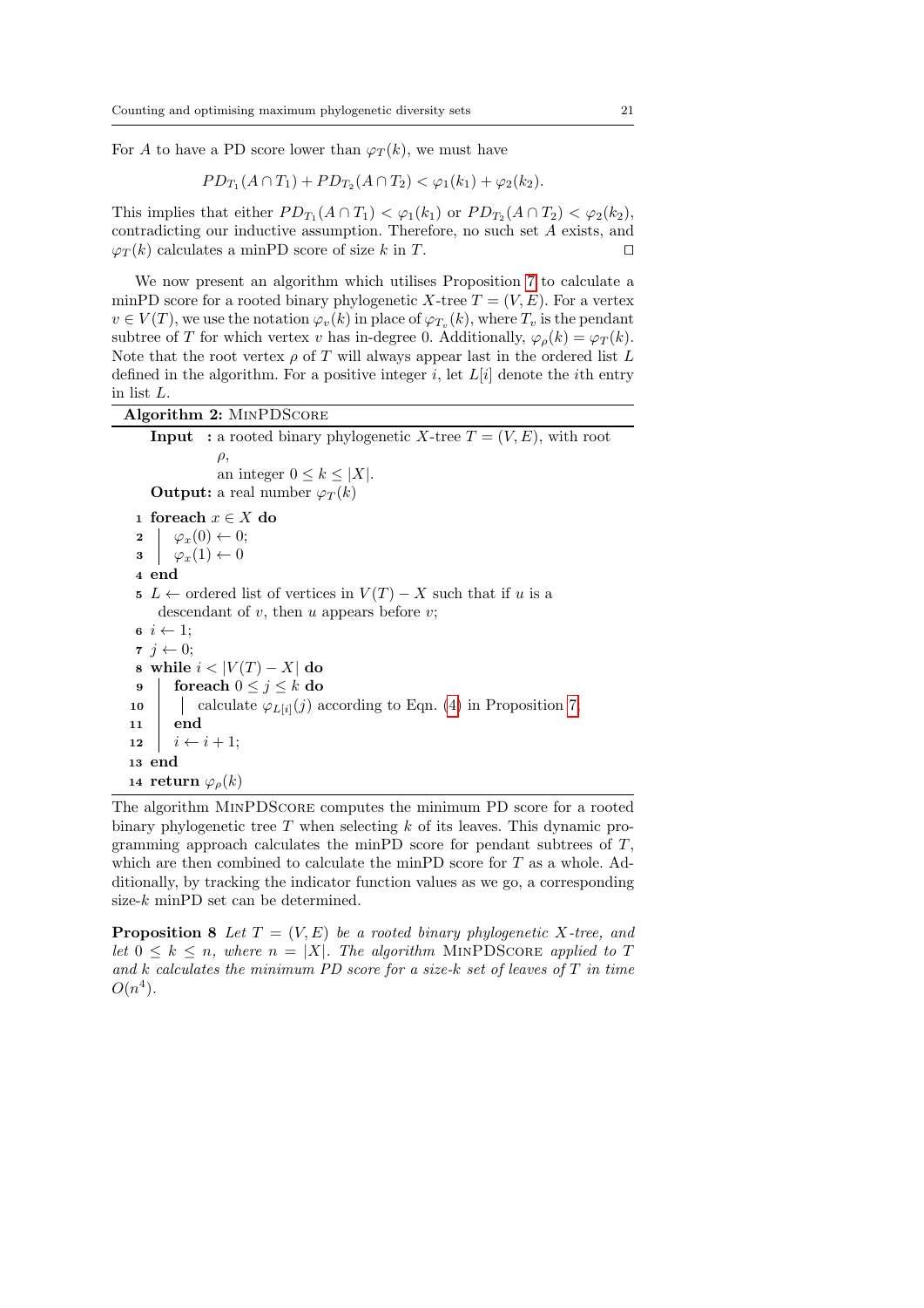For $A$ to have a PD score lower than $\varphi_T(k)$, we must have

$$PD_{T_1}(A \cap T_1) + PD_{T_2}(A \cap T_2) < \varphi_1(k_1) + \varphi_2(k_2).$$

This implies that either $PD_{T_1}(A \cap T_1) < \varphi_1(k_1)$ or $PD_{T_2}(A \cap T_2) < \varphi_2(k_2)$, contradicting our inductive assumption. Therefore, no such set $A$ exists, and $\varphi_T(k)$ calculates a minPD score of size $k$ in $T$. □

We now present an algorithm which utilises Proposition 7 to calculate a minPD score for a rooted binary phylogenetic $X$-tree $T = (V, E)$. For a vertex $v \in V(T)$, we use the notation $\varphi_v(k)$ in place of $\varphi_{T_v}(k)$, where $T_v$ is the pendant subtree of $T$ for which vertex $v$ has in-degree 0. Additionally, $\varphi_\rho(k) = \varphi_T(k)$. Note that the root vertex $\rho$ of $T$ will always appear last in the ordered list $L$ defined in the algorithm. For a positive integer $i$, let $L[i]$ denote the $i$th entry in list $L$.

**Algorithm 2:** MinPDScore

**Input :** a rooted binary phylogenetic $X$-tree $T = (V, E)$, with root $\rho$,
an integer $0 \leq k \leq |X|$.
**Output:** a real number $\varphi_T(k)$

```
1  foreach x ∈ X do
2  |   φ_x(0) ← 0;
3  |   φ_x(1) ← 0
4  end
5  L ← ordered list of vertices in V(T) − X such that if u is a
     descendant of v, then u appears before v;
6  i ← 1;
7  j ← 0;
8  while i < |V(T) − X| do
9  |   foreach 0 ≤ j ≤ k do
10 |   |   calculate φ_{L[i]}(j) according to Eqn. (4) in Proposition 7
11 |   end
12 |   i ← i + 1;
13 end
14 return φ_ρ(k)
```

The algorithm MinPDScore computes the minimum PD score for a rooted binary phylogenetic tree $T$ when selecting $k$ of its leaves. This dynamic programming approach calculates the minPD score for pendant subtrees of $T$, which are then combined to calculate the minPD score for $T$ as a whole. Additionally, by tracking the indicator function values as we go, a corresponding size-$k$ minPD set can be determined.

**Proposition 8** *Let $T = (V, E)$ be a rooted binary phylogenetic $X$-tree, and let $0 \leq k \leq n$, where $n = |X|$. The algorithm* MinPDScore *applied to $T$ and $k$ calculates the minimum PD score for a size-$k$ set of leaves of $T$ in time $O(n^4)$.*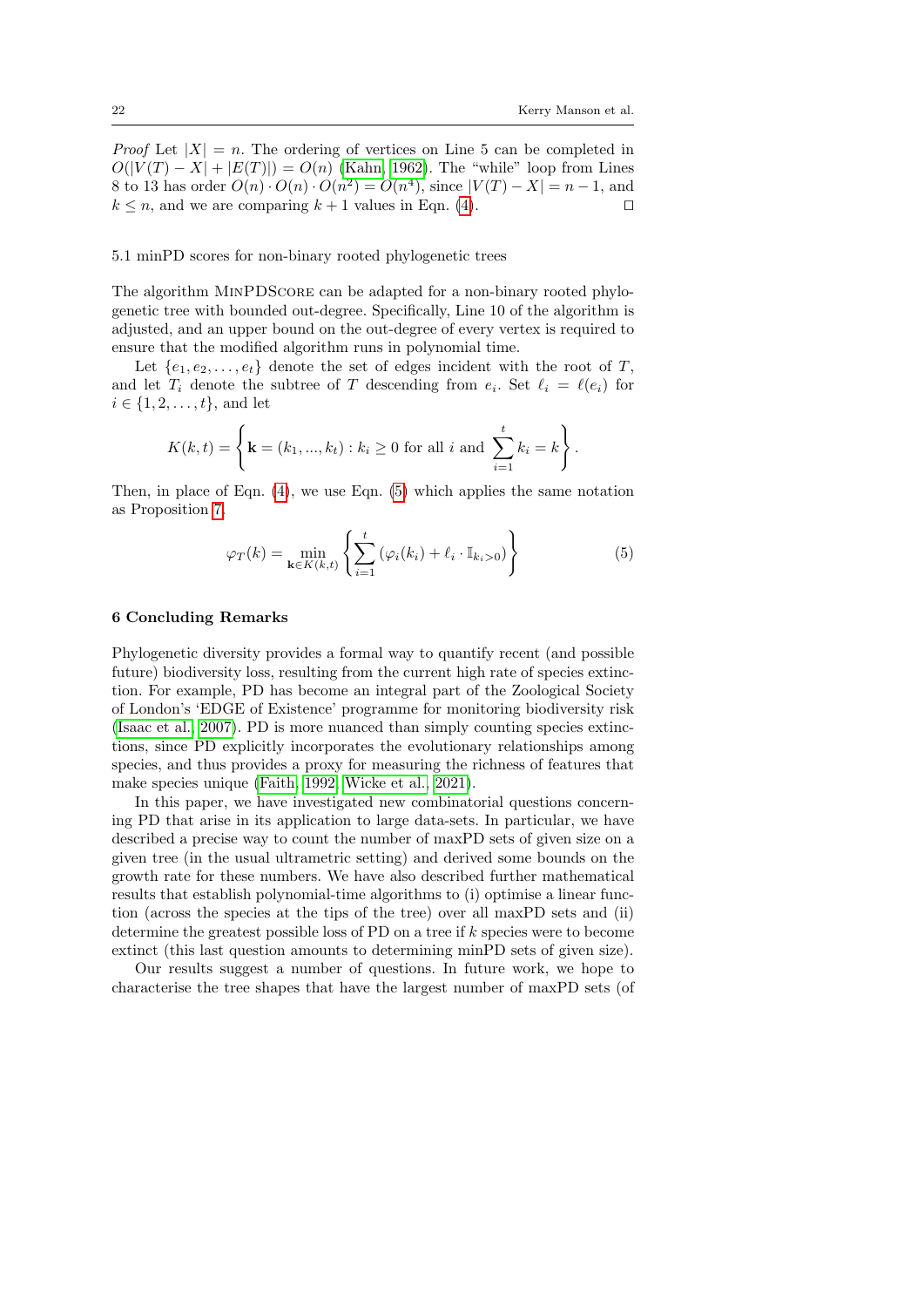*Proof* Let $|X| = n$. The ordering of vertices on Line 5 can be completed in $O(|V(T) - X| + |E(T)|) = O(n)$ (Kahn, 1962). The "while" loop from Lines 8 to 13 has order $O(n) \cdot O(n) \cdot O(n^2) = O(n^4)$, since $|V(T) - X| = n - 1$, and $k \leq n$, and we are comparing $k + 1$ values in Eqn. (4). □

### 5.1 minPD scores for non-binary rooted phylogenetic trees

The algorithm MinPDScore can be adapted for a non-binary rooted phylogenetic tree with bounded out-degree. Specifically, Line 10 of the algorithm is adjusted, and an upper bound on the out-degree of every vertex is required to ensure that the modified algorithm runs in polynomial time.

Let $\{e_1, e_2, \ldots, e_t\}$ denote the set of edges incident with the root of $T$, and let $T_i$ denote the subtree of $T$ descending from $e_i$. Set $\ell_i = \ell(e_i)$ for $i \in \{1, 2, \ldots, t\}$, and let

$$K(k, t) = \left\{ \mathbf{k} = (k_1, ..., k_t) : k_i \geq 0 \text{ for all } i \text{ and } \sum_{i=1}^{t} k_i = k \right\}.$$

Then, in place of Eqn. (4), we use Eqn. (5) which applies the same notation as Proposition 7.

$$\varphi_T(k) = \min_{\mathbf{k} \in K(k,t)} \left\{ \sum_{i=1}^{t} \left( \varphi_i(k_i) + \ell_i \cdot \mathbb{I}_{k_i > 0} \right) \right\} \tag{5}$$

## 6 Concluding Remarks

Phylogenetic diversity provides a formal way to quantify recent (and possible future) biodiversity loss, resulting from the current high rate of species extinction. For example, PD has become an integral part of the Zoological Society of London's 'EDGE of Existence' programme for monitoring biodiversity risk (Isaac et al., 2007). PD is more nuanced than simply counting species extinctions, since PD explicitly incorporates the evolutionary relationships among species, and thus provides a proxy for measuring the richness of features that make species unique (Faith, 1992; Wicke et al., 2021).

In this paper, we have investigated new combinatorial questions concerning PD that arise in its application to large data-sets. In particular, we have described a precise way to count the number of maxPD sets of given size on a given tree (in the usual ultrametric setting) and derived some bounds on the growth rate for these numbers. We have also described further mathematical results that establish polynomial-time algorithms to (i) optimise a linear function (across the species at the tips of the tree) over all maxPD sets and (ii) determine the greatest possible loss of PD on a tree if $k$ species were to become extinct (this last question amounts to determining minPD sets of given size).

Our results suggest a number of questions. In future work, we hope to characterise the tree shapes that have the largest number of maxPD sets (of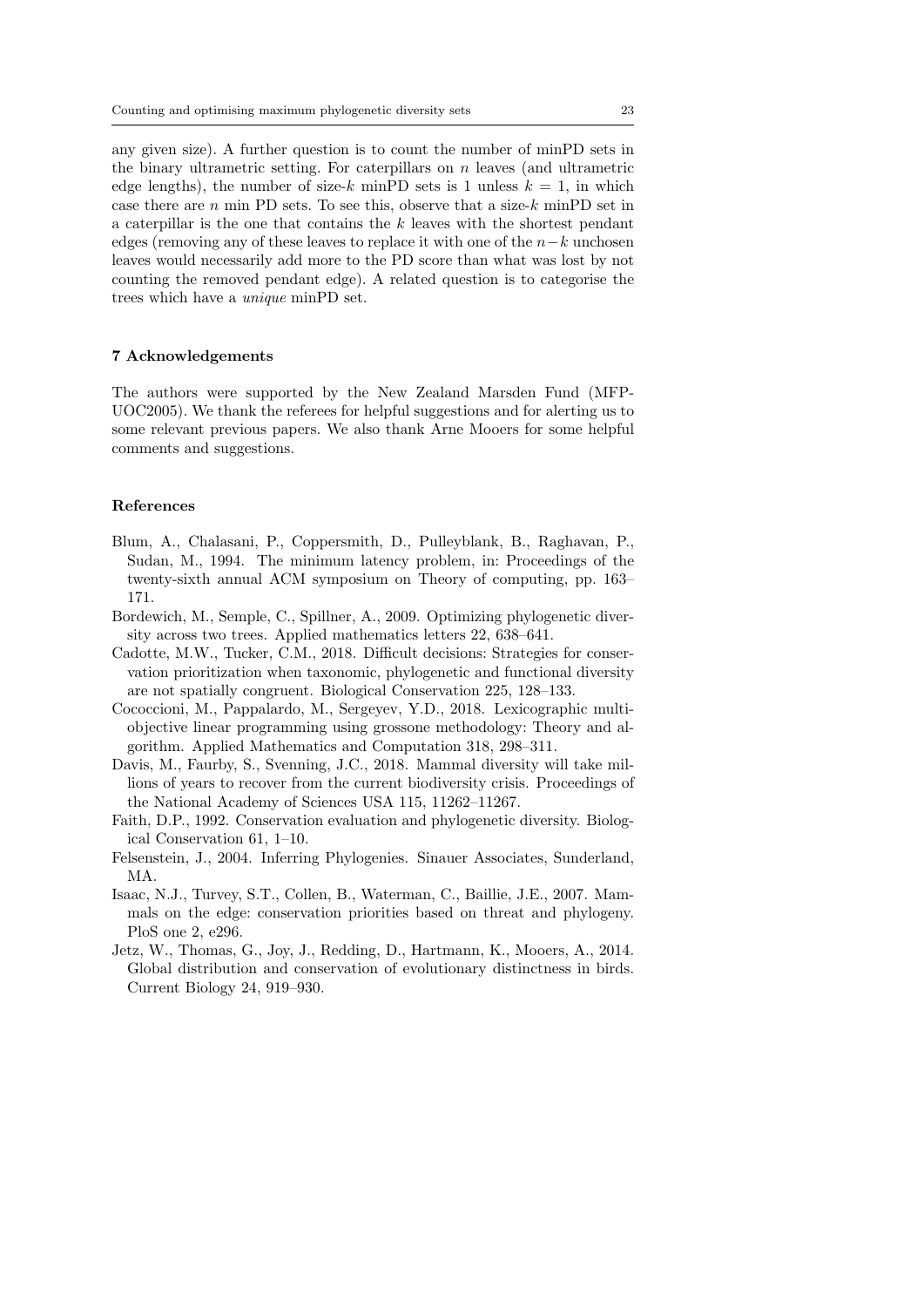any given size). A further question is to count the number of minPD sets in the binary ultrametric setting. For caterpillars on $n$ leaves (and ultrametric edge lengths), the number of size-$k$ minPD sets is 1 unless $k = 1$, in which case there are $n$ min PD sets. To see this, observe that a size-$k$ minPD set in a caterpillar is the one that contains the $k$ leaves with the shortest pendant edges (removing any of these leaves to replace it with one of the $n-k$ unchosen leaves would necessarily add more to the PD score than what was lost by not counting the removed pendant edge). A related question is to categorise the trees which have a *unique* minPD set.

## 7 Acknowledgements

The authors were supported by the New Zealand Marsden Fund (MFP-UOC2005). We thank the referees for helpful suggestions and for alerting us to some relevant previous papers. We also thank Arne Mooers for some helpful comments and suggestions.

## References

Blum, A., Chalasani, P., Coppersmith, D., Pulleyblank, B., Raghavan, P., Sudan, M., 1994. The minimum latency problem, in: Proceedings of the twenty-sixth annual ACM symposium on Theory of computing, pp. 163–171.

Bordewich, M., Semple, C., Spillner, A., 2009. Optimizing phylogenetic diversity across two trees. Applied mathematics letters 22, 638–641.

Cadotte, M.W., Tucker, C.M., 2018. Difficult decisions: Strategies for conservation prioritization when taxonomic, phylogenetic and functional diversity are not spatially congruent. Biological Conservation 225, 128–133.

Cococcioni, M., Pappalardo, M., Sergeyev, Y.D., 2018. Lexicographic multi-objective linear programming using grossone methodology: Theory and algorithm. Applied Mathematics and Computation 318, 298–311.

Davis, M., Faurby, S., Svenning, J.C., 2018. Mammal diversity will take millions of years to recover from the current biodiversity crisis. Proceedings of the National Academy of Sciences USA 115, 11262–11267.

Faith, D.P., 1992. Conservation evaluation and phylogenetic diversity. Biological Conservation 61, 1–10.

Felsenstein, J., 2004. Inferring Phylogenies. Sinauer Associates, Sunderland, MA.

Isaac, N.J., Turvey, S.T., Collen, B., Waterman, C., Baillie, J.E., 2007. Mammals on the edge: conservation priorities based on threat and phylogeny. PloS one 2, e296.

Jetz, W., Thomas, G., Joy, J., Redding, D., Hartmann, K., Mooers, A., 2014. Global distribution and conservation of evolutionary distinctness in birds. Current Biology 24, 919–930.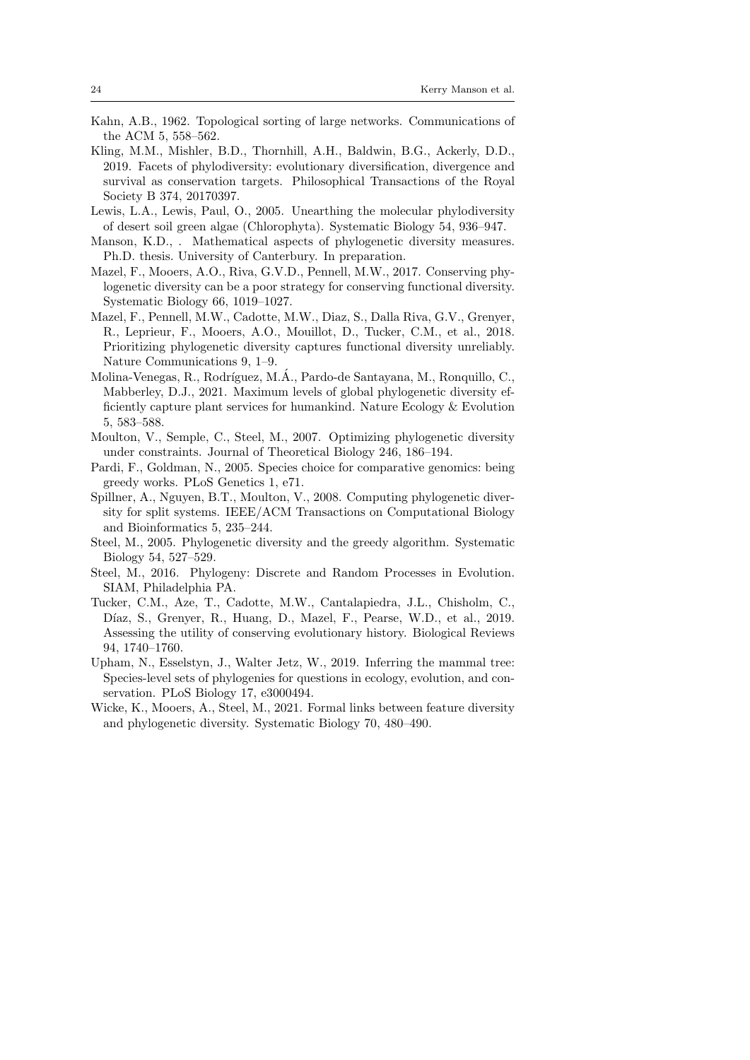Kahn, A.B., 1962. Topological sorting of large networks. Communications of the ACM 5, 558–562.

Kling, M.M., Mishler, B.D., Thornhill, A.H., Baldwin, B.G., Ackerly, D.D., 2019. Facets of phylodiversity: evolutionary diversification, divergence and survival as conservation targets. Philosophical Transactions of the Royal Society B 374, 20170397.

Lewis, L.A., Lewis, Paul, O., 2005. Unearthing the molecular phylodiversity of desert soil green algae (Chlorophyta). Systematic Biology 54, 936–947.

Manson, K.D., . Mathematical aspects of phylogenetic diversity measures. Ph.D. thesis. University of Canterbury. In preparation.

Mazel, F., Mooers, A.O., Riva, G.V.D., Pennell, M.W., 2017. Conserving phylogenetic diversity can be a poor strategy for conserving functional diversity. Systematic Biology 66, 1019–1027.

Mazel, F., Pennell, M.W., Cadotte, M.W., Diaz, S., Dalla Riva, G.V., Grenyer, R., Leprieur, F., Mooers, A.O., Mouillot, D., Tucker, C.M., et al., 2018. Prioritizing phylogenetic diversity captures functional diversity unreliably. Nature Communications 9, 1–9.

Molina-Venegas, R., Rodríguez, M.Á., Pardo-de Santayana, M., Ronquillo, C., Mabberley, D.J., 2021. Maximum levels of global phylogenetic diversity efficiently capture plant services for humankind. Nature Ecology & Evolution 5, 583–588.

Moulton, V., Semple, C., Steel, M., 2007. Optimizing phylogenetic diversity under constraints. Journal of Theoretical Biology 246, 186–194.

Pardi, F., Goldman, N., 2005. Species choice for comparative genomics: being greedy works. PLoS Genetics 1, e71.

Spillner, A., Nguyen, B.T., Moulton, V., 2008. Computing phylogenetic diversity for split systems. IEEE/ACM Transactions on Computational Biology and Bioinformatics 5, 235–244.

Steel, M., 2005. Phylogenetic diversity and the greedy algorithm. Systematic Biology 54, 527–529.

Steel, M., 2016. Phylogeny: Discrete and Random Processes in Evolution. SIAM, Philadelphia PA.

Tucker, C.M., Aze, T., Cadotte, M.W., Cantalapiedra, J.L., Chisholm, C., Díaz, S., Grenyer, R., Huang, D., Mazel, F., Pearse, W.D., et al., 2019. Assessing the utility of conserving evolutionary history. Biological Reviews 94, 1740–1760.

Upham, N., Esselstyn, J., Walter Jetz, W., 2019. Inferring the mammal tree: Species-level sets of phylogenies for questions in ecology, evolution, and conservation. PLoS Biology 17, e3000494.

Wicke, K., Mooers, A., Steel, M., 2021. Formal links between feature diversity and phylogenetic diversity. Systematic Biology 70, 480–490.